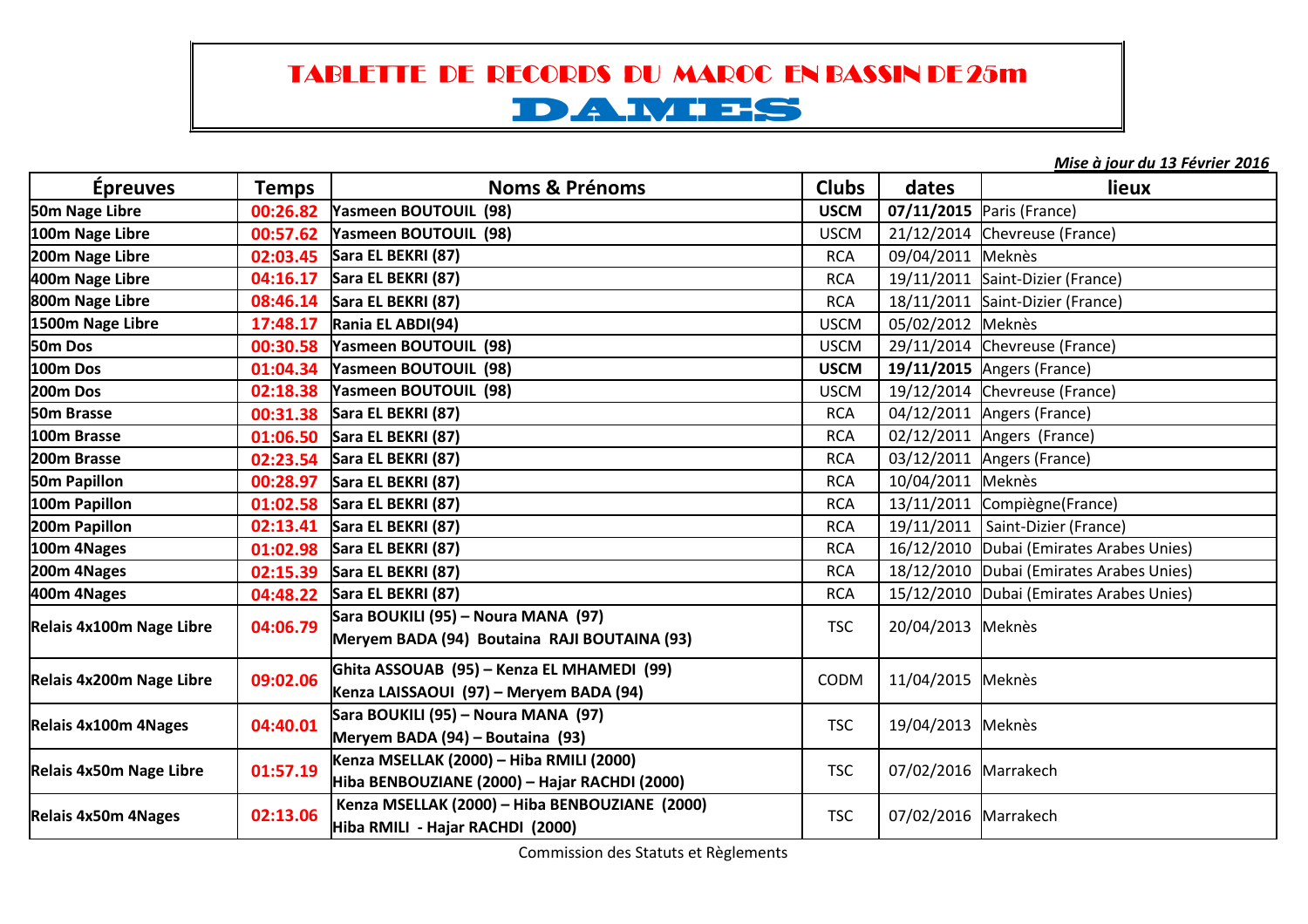# TABLETTE DE RECORDS DU MAROC EN BASSIN DE 25m

## DAMES

*Mise à jour du 13 Février 2016*

| Épreuves | Temps | Noms & Prénoms | Clubs | dates | lieux |
|---|---|---|---|---|---|
| 50m Nage Libre | 00:26.82 | Yasmeen BOUTOUIL (98) | **USCM** | **07/11/2015** | Paris (France) |
| 100m Nage Libre | 00:57.62 | Yasmeen BOUTOUIL (98) | USCM | 21/12/2014 | Chevreuse (France) |
| 200m Nage Libre | 02:03.45 | Sara EL BEKRI (87) | RCA | 09/04/2011 | Meknès |
| 400m Nage Libre | 04:16.17 | Sara EL BEKRI (87) | RCA | 19/11/2011 | Saint-Dizier (France) |
| 800m Nage Libre | 08:46.14 | Sara EL BEKRI (87) | RCA | 18/11/2011 | Saint-Dizier (France) |
| 1500m Nage Libre | 17:48.17 | Rania EL ABDI(94) | USCM | 05/02/2012 | Meknès |
| 50m Dos | 00:30.58 | Yasmeen BOUTOUIL (98) | USCM | 29/11/2014 | Chevreuse (France) |
| 100m Dos | 01:04.34 | Yasmeen BOUTOUIL (98) | **USCM** | **19/11/2015** | Angers (France) |
| 200m Dos | 02:18.38 | Yasmeen BOUTOUIL (98) | USCM | 19/12/2014 | Chevreuse (France) |
| 50m Brasse | 00:31.38 | Sara EL BEKRI (87) | RCA | 04/12/2011 | Angers (France) |
| 100m Brasse | 01:06.50 | Sara EL BEKRI (87) | RCA | 02/12/2011 | Angers (France) |
| 200m Brasse | 02:23.54 | Sara EL BEKRI (87) | RCA | 03/12/2011 | Angers (France) |
| 50m Papillon | 00:28.97 | Sara EL BEKRI (87) | RCA | 10/04/2011 | Meknès |
| 100m Papillon | 01:02.58 | Sara EL BEKRI (87) | RCA | 13/11/2011 | Compiègne(France) |
| 200m Papillon | 02:13.41 | Sara EL BEKRI (87) | RCA | 19/11/2011 | Saint-Dizier (France) |
| 100m 4Nages | 01:02.98 | Sara EL BEKRI (87) | RCA | 16/12/2010 | Dubai (Emirates Arabes Unies) |
| 200m 4Nages | 02:15.39 | Sara EL BEKRI (87) | RCA | 18/12/2010 | Dubai (Emirates Arabes Unies) |
| 400m 4Nages | 04:48.22 | Sara EL BEKRI (87) | RCA | 15/12/2010 | Dubai (Emirates Arabes Unies) |
| Relais 4x100m Nage Libre | 04:06.79 | Sara BOUKILI (95) – Noura MANA (97) Meryem BADA (94) Boutaina RAJI BOUTAINA (93) | TSC | 20/04/2013 | Meknès |
| Relais 4x200m Nage Libre | 09:02.06 | Ghita ASSOUAB (95) – Kenza EL MHAMEDI (99) Kenza LAISSAOUI (97) – Meryem BADA (94) | CODM | 11/04/2015 | Meknès |
| Relais 4x100m 4Nages | 04:40.01 | Sara BOUKILI (95) – Noura MANA (97) Meryem BADA (94) – Boutaina (93) | TSC | 19/04/2013 | Meknès |
| Relais 4x50m Nage Libre | 01:57.19 | Kenza MSELLAK (2000) – Hiba RMILI (2000) Hiba BENBOUZIANE (2000) – Hajar RACHDI (2000) | TSC | 07/02/2016 | Marrakech |
| Relais 4x50m 4Nages | 02:13.06 | Kenza MSELLAK (2000) – Hiba BENBOUZIANE (2000) Hiba RMILI - Hajar RACHDI (2000) | TSC | 07/02/2016 | Marrakech |

Commission des Statuts et Règlements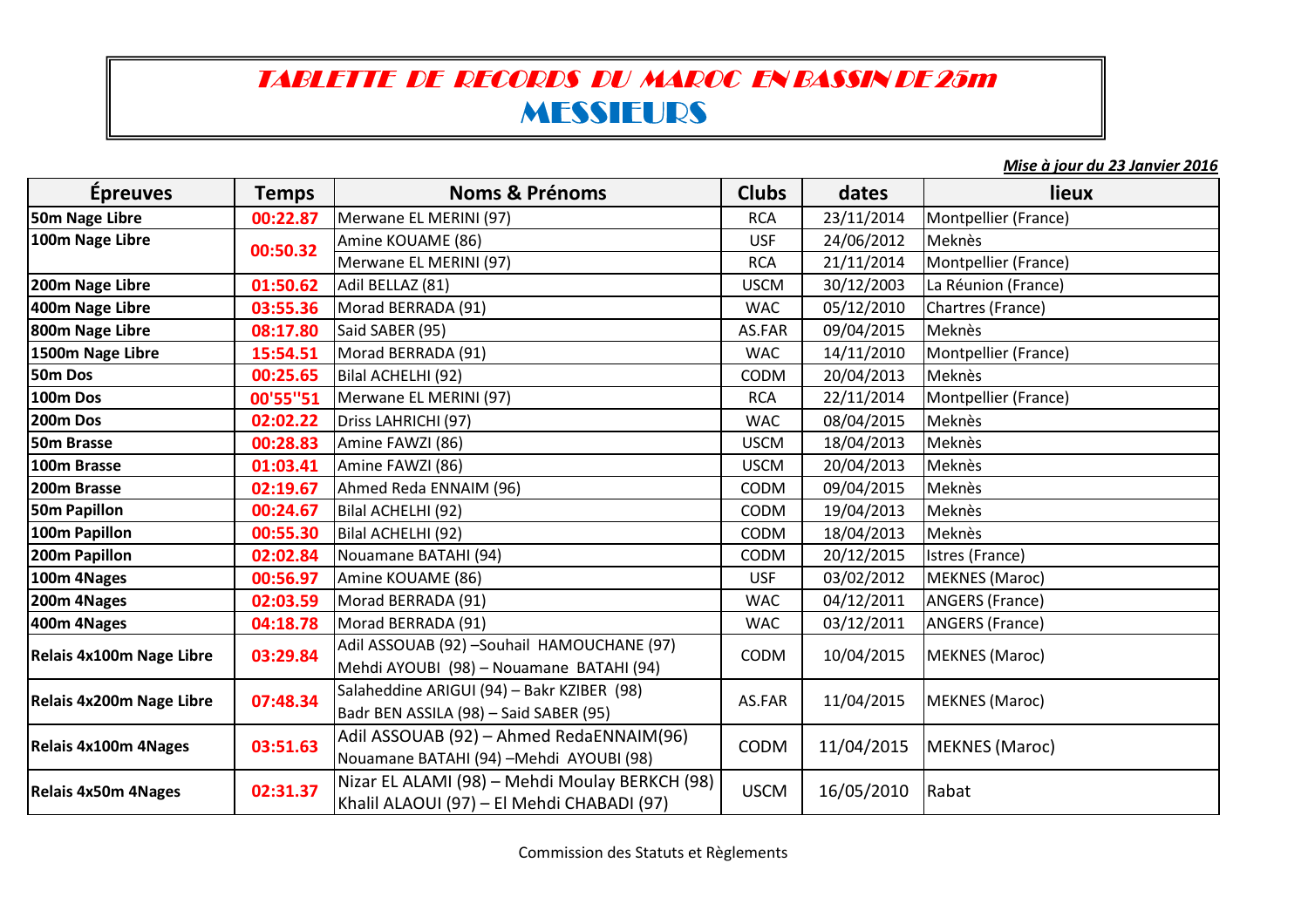# TABLETTE DE RECORDS DU MAROC EN BASSIN DE 25m
## MESSIEURS

***Mise à jour du 23 Janvier 2016***

| Épreuves | Temps | Noms & Prénoms | Clubs | dates | lieux |
|---|---|---|---|---|---|
| 50m Nage Libre | 00:22.87 | Merwane EL MERINI (97) | RCA | 23/11/2014 | Montpellier (France) |
| 100m Nage Libre | 00:50.32 | Amine KOUAME (86) | USF | 24/06/2012 | Meknès |
| | | Merwane EL MERINI (97) | RCA | 21/11/2014 | Montpellier (France) |
| 200m Nage Libre | 01:50.62 | Adil BELLAZ (81) | USCM | 30/12/2003 | La Réunion (France) |
| 400m Nage Libre | 03:55.36 | Morad BERRADA (91) | WAC | 05/12/2010 | Chartres (France) |
| 800m Nage Libre | 08:17.80 | Said SABER (95) | AS.FAR | 09/04/2015 | Meknès |
| 1500m Nage Libre | 15:54.51 | Morad BERRADA (91) | WAC | 14/11/2010 | Montpellier (France) |
| 50m Dos | 00:25.65 | Bilal ACHELHI (92) | CODM | 20/04/2013 | Meknès |
| 100m Dos | 00'55''51 | Merwane EL MERINI (97) | RCA | 22/11/2014 | Montpellier (France) |
| 200m Dos | 02:02.22 | Driss LAHRICHI (97) | WAC | 08/04/2015 | Meknès |
| 50m Brasse | 00:28.83 | Amine FAWZI (86) | USCM | 18/04/2013 | Meknès |
| 100m Brasse | 01:03.41 | Amine FAWZI (86) | USCM | 20/04/2013 | Meknès |
| 200m Brasse | 02:19.67 | Ahmed Reda ENNAIM (96) | CODM | 09/04/2015 | Meknès |
| 50m Papillon | 00:24.67 | Bilal ACHELHI (92) | CODM | 19/04/2013 | Meknès |
| 100m Papillon | 00:55.30 | Bilal ACHELHI (92) | CODM | 18/04/2013 | Meknès |
| 200m Papillon | 02:02.84 | Nouamane BATAHI (94) | CODM | 20/12/2015 | Istres (France) |
| 100m 4Nages | 00:56.97 | Amine KOUAME (86) | USF | 03/02/2012 | MEKNES (Maroc) |
| 200m 4Nages | 02:03.59 | Morad BERRADA (91) | WAC | 04/12/2011 | ANGERS (France) |
| 400m 4Nages | 04:18.78 | Morad BERRADA (91) | WAC | 03/12/2011 | ANGERS (France) |
| Relais 4x100m Nage Libre | 03:29.84 | Adil ASSOUAB (92) –Souhail HAMOUCHANE (97) Mehdi AYOUBI (98) – Nouamane BATAHI (94) | CODM | 10/04/2015 | MEKNES (Maroc) |
| Relais 4x200m Nage Libre | 07:48.34 | Salaheddine ARIGUI (94) – Bakr KZIBER (98) Badr BEN ASSILA (98) – Said SABER (95) | AS.FAR | 11/04/2015 | MEKNES (Maroc) |
| Relais 4x100m 4Nages | 03:51.63 | Adil ASSOUAB (92) – Ahmed RedaENNAIM(96) Nouamane BATAHI (94) –Mehdi AYOUBI (98) | CODM | 11/04/2015 | MEKNES (Maroc) |
| Relais 4x50m 4Nages | 02:31.37 | Nizar EL ALAMI (98) – Mehdi Moulay BERKCH (98) Khalil ALAOUI (97) – El Mehdi CHABADI (97) | USCM | 16/05/2010 | Rabat |

Commission des Statuts et Règlements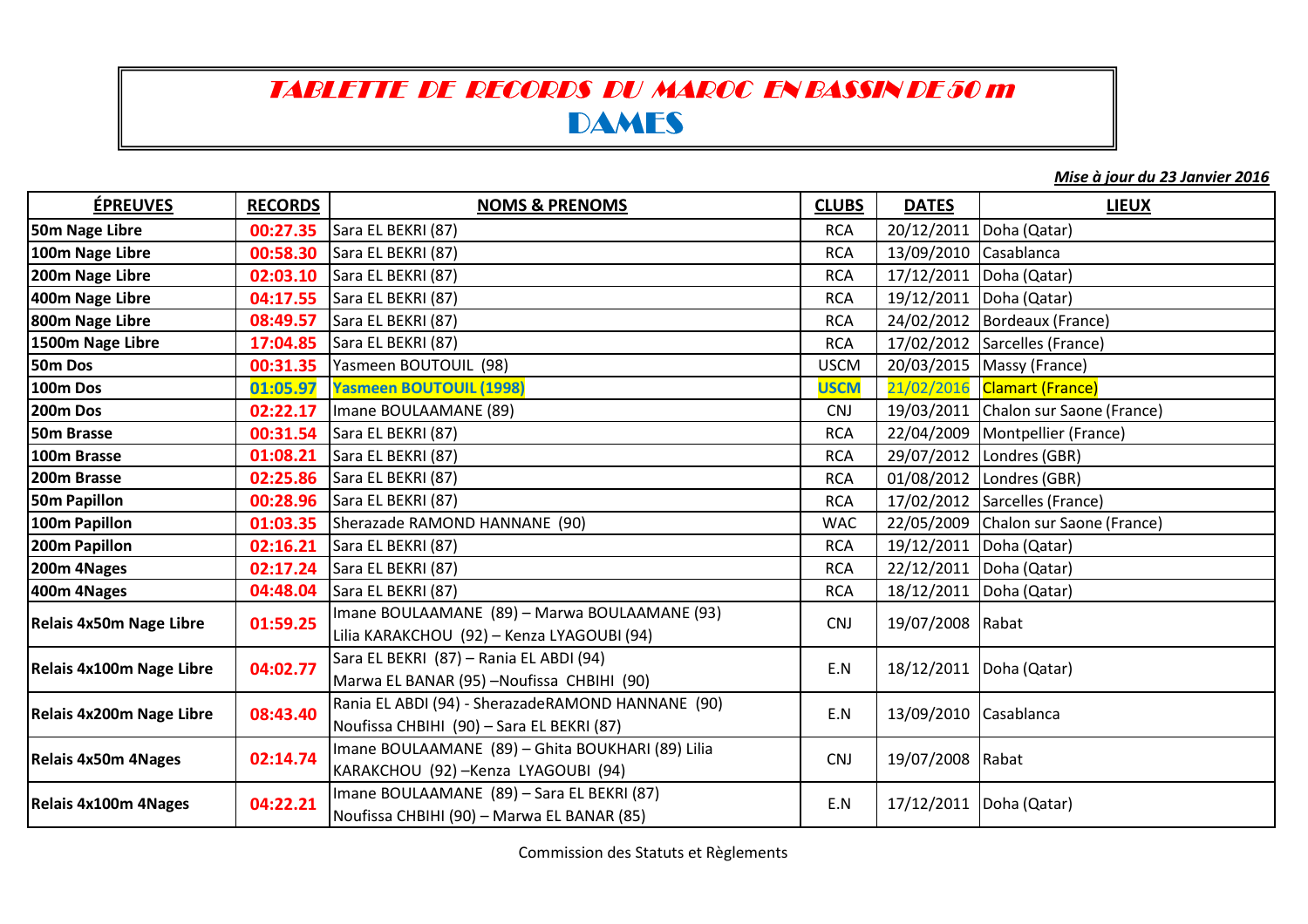# *TABLETTE DE RECORDS DU MAROC EN BASSIN DE 50 m*

## DAMES

***Mise à jour du 23 Janvier 2016***

| ÉPREUVES | RECORDS | NOMS & PRENOMS | CLUBS | DATES | LIEUX |
|---|---|---|---|---|---|
| **50m Nage Libre** | **00:27.35** | Sara EL BEKRI (87) | RCA | 20/12/2011 | Doha (Qatar) |
| **100m Nage Libre** | **00:58.30** | Sara EL BEKRI (87) | RCA | 13/09/2010 | Casablanca |
| **200m Nage Libre** | **02:03.10** | Sara EL BEKRI (87) | RCA | 17/12/2011 | Doha (Qatar) |
| **400m Nage Libre** | **04:17.55** | Sara EL BEKRI (87) | RCA | 19/12/2011 | Doha (Qatar) |
| **800m Nage Libre** | **08:49.57** | Sara EL BEKRI (87) | RCA | 24/02/2012 | Bordeaux (France) |
| **1500m Nage Libre** | **17:04.85** | Sara EL BEKRI (87) | RCA | 17/02/2012 | Sarcelles (France) |
| **50m Dos** | **00:31.35** | Yasmeen BOUTOUIL (98) | USCM | 20/03/2015 | Massy (France) |
| **100m Dos** | **01:05.97** | **Yasmeen BOUTOUIL (1998)** | **USCM** | 21/02/2016 | Clamart (France) |
| **200m Dos** | **02:22.17** | Imane BOULAAMANE (89) | CNJ | 19/03/2011 | Chalon sur Saone (France) |
| **50m Brasse** | **00:31.54** | Sara EL BEKRI (87) | RCA | 22/04/2009 | Montpellier (France) |
| **100m Brasse** | **01:08.21** | Sara EL BEKRI (87) | RCA | 29/07/2012 | Londres (GBR) |
| **200m Brasse** | **02:25.86** | Sara EL BEKRI (87) | RCA | 01/08/2012 | Londres (GBR) |
| **50m Papillon** | **00:28.96** | Sara EL BEKRI (87) | RCA | 17/02/2012 | Sarcelles (France) |
| **100m Papillon** | **01:03.35** | Sherazade RAMOND HANNANE (90) | WAC | 22/05/2009 | Chalon sur Saone (France) |
| **200m Papillon** | **02:16.21** | Sara EL BEKRI (87) | RCA | 19/12/2011 | Doha (Qatar) |
| **200m 4Nages** | **02:17.24** | Sara EL BEKRI (87) | RCA | 22/12/2011 | Doha (Qatar) |
| **400m 4Nages** | **04:48.04** | Sara EL BEKRI (87) | RCA | 18/12/2011 | Doha (Qatar) |
| **Relais 4x50m Nage Libre** | **01:59.25** | Imane BOULAAMANE (89) – Marwa BOULAAMANE (93) Lilia KARAKCHOU (92) – Kenza LYAGOUBI (94) | CNJ | 19/07/2008 | Rabat |
| **Relais 4x100m Nage Libre** | **04:02.77** | Sara EL BEKRI (87) – Rania EL ABDI (94) Marwa EL BANAR (95) –Noufissa CHBIHI (90) | E.N | 18/12/2011 | Doha (Qatar) |
| **Relais 4x200m Nage Libre** | **08:43.40** | Rania EL ABDI (94) - SherazadeRAMOND HANNANE (90) Noufissa CHBIHI (90) – Sara EL BEKRI (87) | E.N | 13/09/2010 | Casablanca |
| **Relais 4x50m 4Nages** | **02:14.74** | Imane BOULAAMANE (89) – Ghita BOUKHARI (89) Lilia KARAKCHOU (92) –Kenza LYAGOUBI (94) | CNJ | 19/07/2008 | Rabat |
| **Relais 4x100m 4Nages** | **04:22.21** | Imane BOULAAMANE (89) – Sara EL BEKRI (87) Noufissa CHBIHI (90) – Marwa EL BANAR (85) | E.N | 17/12/2011 | Doha (Qatar) |

Commission des Statuts et Règlements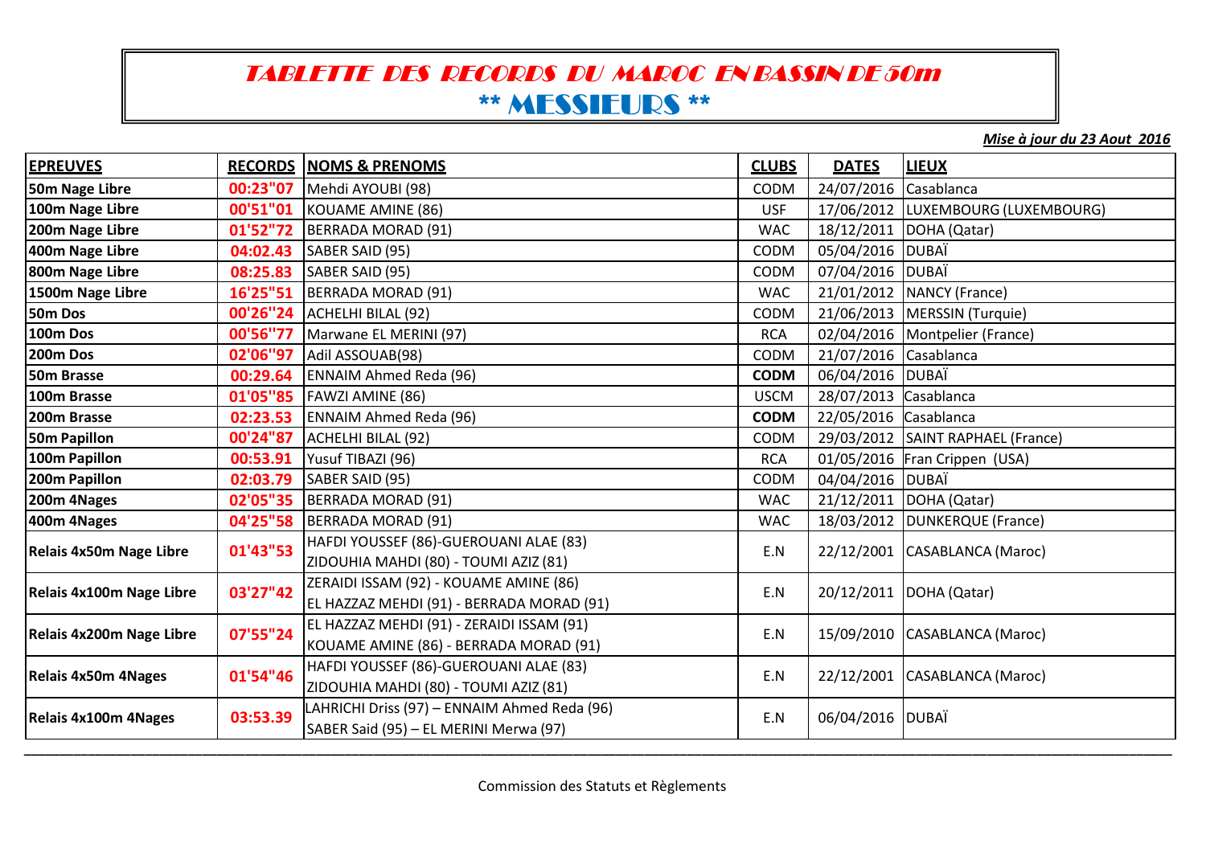# TABLETTE DES RECORDS DU MAROC EN BASSIN DE 50m

## ** MESSIEURS **

***Mise à jour du 23 Aout 2016***

| EPREUVES | RECORDS | NOMS & PRENOMS | CLUBS | DATES | LIEUX |
|---|---|---|---|---|---|
| **50m Nage Libre** | **00:23"07** | Mehdi AYOUBI (98) | CODM | 24/07/2016 | Casablanca |
| **100m Nage Libre** | **00'51"01** | KOUAME AMINE (86) | USF | 17/06/2012 | LUXEMBOURG (LUXEMBOURG) |
| **200m Nage Libre** | **01'52"72** | BERRADA MORAD (91) | WAC | 18/12/2011 | DOHA (Qatar) |
| **400m Nage Libre** | **04:02.43** | SABER SAID (95) | CODM | 05/04/2016 | DUBAÏ |
| **800m Nage Libre** | **08:25.83** | SABER SAID (95) | CODM | 07/04/2016 | DUBAÏ |
| **1500m Nage Libre** | **16'25"51** | BERRADA MORAD (91) | WAC | 21/01/2012 | NANCY (France) |
| **50m Dos** | **00'26"24** | ACHELHI BILAL (92) | CODM | 21/06/2013 | MERSSIN (Turquie) |
| **100m Dos** | **00'56"77** | Marwane EL MERINI (97) | RCA | 02/04/2016 | Montpelier (France) |
| **200m Dos** | **02'06"97** | Adil ASSOUAB(98) | CODM | 21/07/2016 | Casablanca |
| **50m Brasse** | **00:29.64** | ENNAIM Ahmed Reda (96) | **CODM** | 06/04/2016 | DUBAÏ |
| **100m Brasse** | **01'05"85** | FAWZI AMINE (86) | USCM | 28/07/2013 | Casablanca |
| **200m Brasse** | **02:23.53** | ENNAIM Ahmed Reda (96) | **CODM** | 22/05/2016 | Casablanca |
| **50m Papillon** | **00'24"87** | ACHELHI BILAL (92) | CODM | 29/03/2012 | SAINT RAPHAEL (France) |
| **100m Papillon** | **00:53.91** | Yusuf TIBAZI (96) | RCA | 01/05/2016 | Fran Crippen (USA) |
| **200m Papillon** | **02:03.79** | SABER SAID (95) | CODM | 04/04/2016 | DUBAÏ |
| **200m 4Nages** | **02'05"35** | BERRADA MORAD (91) | WAC | 21/12/2011 | DOHA (Qatar) |
| **400m 4Nages** | **04'25"58** | BERRADA MORAD (91) | WAC | 18/03/2012 | DUNKERQUE (France) |
| **Relais 4x50m Nage Libre** | **01'43"53** | HAFDI YOUSSEF (86)-GUEROUANI ALAE (83) ZIDOUHIA MAHDI (80) - TOUMI AZIZ (81) | E.N | 22/12/2001 | CASABLANCA (Maroc) |
| **Relais 4x100m Nage Libre** | **03'27"42** | ZERAIDI ISSAM (92) - KOUAME AMINE (86) EL HAZZAZ MEHDI (91) - BERRADA MORAD (91) | E.N | 20/12/2011 | DOHA (Qatar) |
| **Relais 4x200m Nage Libre** | **07'55"24** | EL HAZZAZ MEHDI (91) - ZERAIDI ISSAM (91) KOUAME AMINE (86) - BERRADA MORAD (91) | E.N | 15/09/2010 | CASABLANCA (Maroc) |
| **Relais 4x50m 4Nages** | **01'54"46** | HAFDI YOUSSEF (86)-GUEROUANI ALAE (83) ZIDOUHIA MAHDI (80) - TOUMI AZIZ (81) | E.N | 22/12/2001 | CASABLANCA (Maroc) |
| **Relais 4x100m 4Nages** | **03:53.39** | LAHRICHI Driss (97) – ENNAIM Ahmed Reda (96) SABER Said (95) – EL MERINI Merwa (97) | E.N | 06/04/2016 | DUBAÏ |

Commission des Statuts et Règlements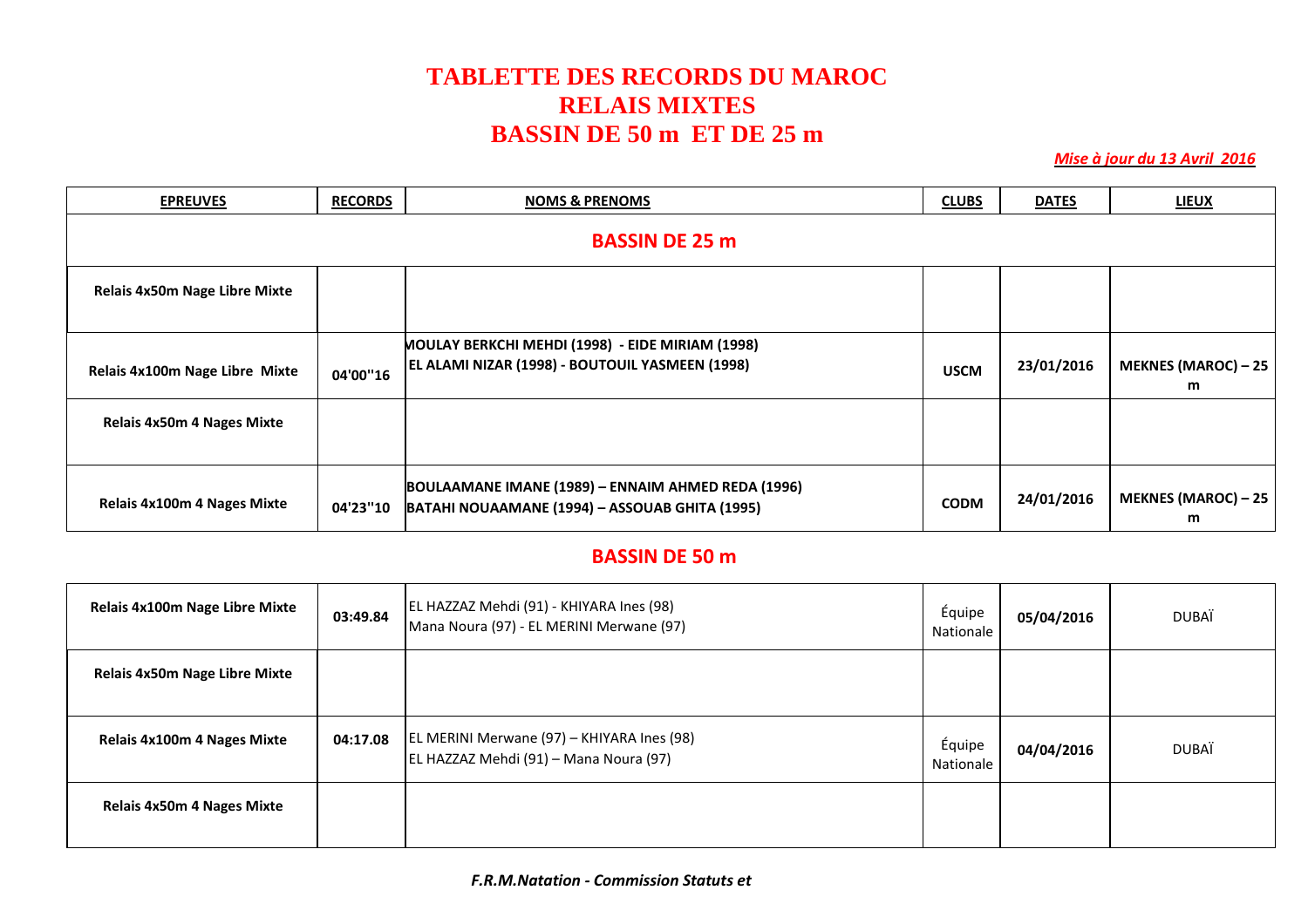# TABLETTE DES RECORDS DU MAROC
# RELAIS MIXTES
# BASSIN DE 50 m ET DE 25 m

*Mise à jour du 13 Avril 2016*

| EPREUVES | RECORDS | NOMS & PRENOMS | CLUBS | DATES | LIEUX |
|---|---|---|---|---|---|
| **BASSIN DE 25 m** | | | | | |
| Relais 4x50m Nage Libre Mixte | | | | | |
| Relais 4x100m Nage Libre Mixte | 04'00''16 | MOULAY BERKCHI MEHDI (1998) - EIDE MIRIAM (1998) EL ALAMI NIZAR (1998) - BOUTOUIL YASMEEN (1998) | USCM | 23/01/2016 | MEKNES (MAROC) – 25 m |
| Relais 4x50m 4 Nages Mixte | | | | | |
| Relais 4x100m 4 Nages Mixte | 04'23''10 | BOULAAMANE IMANE (1989) – ENNAIM AHMED REDA (1996) BATAHI NOUAAMANE (1994) – ASSOUAB GHITA (1995) | CODM | 24/01/2016 | MEKNES (MAROC) – 25 m |

## BASSIN DE 50 m

| EPREUVES | RECORDS | NOMS & PRENOMS | CLUBS | DATES | LIEUX |
|---|---|---|---|---|---|
| Relais 4x100m Nage Libre Mixte | 03:49.84 | EL HAZZAZ Mehdi (91) - KHIYARA Ines (98) Mana Noura (97) - EL MERINI Merwane (97) | Équipe Nationale | 05/04/2016 | DUBAÏ |
| Relais 4x50m Nage Libre Mixte | | | | | |
| Relais 4x100m 4 Nages Mixte | 04:17.08 | EL MERINI Merwane (97) – KHIYARA Ines (98) EL HAZZAZ Mehdi (91) – Mana Noura (97) | Équipe Nationale | 04/04/2016 | DUBAÏ |
| Relais 4x50m 4 Nages Mixte | | | | | |

*F.R.M.Natation - Commission Statuts et*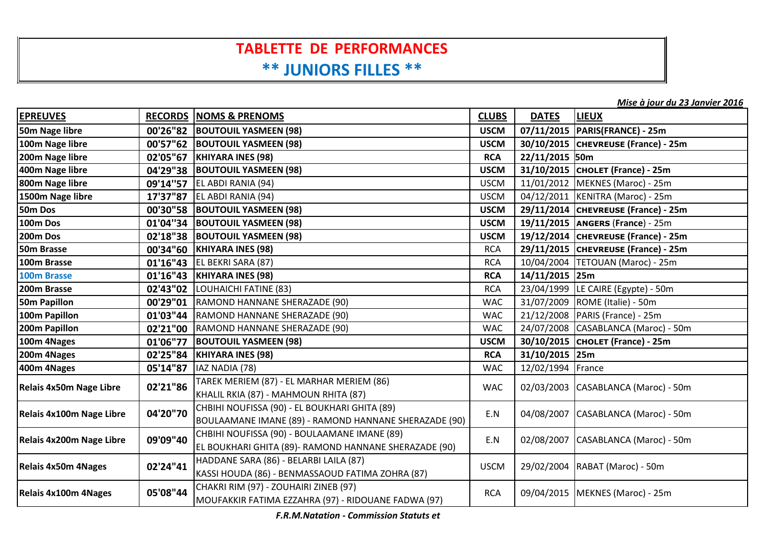# TABLETTE DE PERFORMANCES

## ** JUNIORS FILLES **

*Mise à jour du 23 Janvier 2016*

| EPREUVES | RECORDS | NOMS & PRENOMS | CLUBS | DATES | LIEUX |
|---|---|---|---|---|---|
| **50m Nage libre** | **00'26"82** | **BOUTOUIL YASMEEN (98)** | **USCM** | **07/11/2015** | **PARIS(FRANCE) - 25m** |
| **100m Nage libre** | **00'57"62** | **BOUTOUIL YASMEEN (98)** | **USCM** | **30/10/2015** | **CHEVREUSE (France) - 25m** |
| **200m Nage libre** | **02'05"67** | **KHIYARA INES (98)** | **RCA** | **22/11/2015** | **50m** |
| **400m Nage libre** | **04'29"38** | **BOUTOUIL YASMEEN (98)** | **USCM** | **31/10/2015** | **CHOLET (France) - 25m** |
| **800m Nage libre** | **09'14''57** | EL ABDI RANIA (94) | USCM | 11/01/2012 | MEKNES (Maroc) - 25m |
| **1500m Nage libre** | **17'37"87** | EL ABDI RANIA (94) | USCM | 04/12/2011 | KENITRA (Maroc) - 25m |
| **50m Dos** | **00'30"58** | **BOUTOUIL YASMEEN (98)** | **USCM** | **29/11/2014** | **CHEVREUSE (France) - 25m** |
| **100m Dos** | **01'04''34** | **BOUTOUIL YASMEEN (98)** | **USCM** | **19/11/2015** | **ANGERS (France)** - 25m |
| **200m Dos** | **02'18"38** | **BOUTOUIL YASMEEN (98)** | **USCM** | **19/12/2014** | **CHEVREUSE (France) - 25m** |
| **50m Brasse** | **00'34"60** | **KHIYARA INES (98)** | RCA | **29/11/2015** | **CHEVREUSE (France) - 25m** |
| **100m Brasse** | **01'16"43** | EL BEKRI SARA (87) | RCA | 10/04/2004 | TETOUAN (Maroc) - 25m |
| **100m Brasse** | **01'16"43** | **KHIYARA INES (98)** | **RCA** | **14/11/2015** | **25m** |
| **200m Brasse** | **02'43"02** | LOUHAICHI FATINE (83) | RCA | 23/04/1999 | LE CAIRE (Egypte) - 50m |
| **50m Papillon** | **00'29"01** | RAMOND HANNANE SHERAZADE (90) | WAC | 31/07/2009 | ROME (Italie) - 50m |
| **100m Papillon** | **01'03"44** | RAMOND HANNANE SHERAZADE (90) | WAC | 21/12/2008 | PARIS (France) - 25m |
| **200m Papillon** | **02'21"00** | RAMOND HANNANE SHERAZADE (90) | WAC | 24/07/2008 | CASABLANCA (Maroc) - 50m |
| **100m 4Nages** | **01'06"77** | **BOUTOUIL YASMEEN (98)** | **USCM** | **30/10/2015** | **CHOLET (France) - 25m** |
| **200m 4Nages** | **02'25"84** | **KHIYARA INES (98)** | **RCA** | **31/10/2015** | **25m** |
| **400m 4Nages** | **05'14"87** | IAZ NADIA (78) | WAC | 12/02/1994 | France |
| **Relais 4x50m Nage Libre** | **02'21"86** | TAREK MERIEM (87) - EL MARHAR MERIEM (86) KHALIL RKIA (87) - MAHMOUN RHITA (87) | WAC | 02/03/2003 | CASABLANCA (Maroc) - 50m |
| **Relais 4x100m Nage Libre** | **04'20"70** | CHBIHI NOUFISSA (90) - EL BOUKHARI GHITA (89) BOULAAMANE IMANE (89) - RAMOND HANNANE SHERAZADE (90) | E.N | 04/08/2007 | CASABLANCA (Maroc) - 50m |
| **Relais 4x200m Nage Libre** | **09'09"40** | CHBIHI NOUFISSA (90) - BOULAAMANE IMANE (89) EL BOUKHARI GHITA (89)- RAMOND HANNANE SHERAZADE (90) | E.N | 02/08/2007 | CASABLANCA (Maroc) - 50m |
| **Relais 4x50m 4Nages** | **02'24"41** | HADDANE SARA (86) - BELARBI LAILA (87) KASSI HOUDA (86) - BENMASSAOUD FATIMA ZOHRA (87) | USCM | 29/02/2004 | RABAT (Maroc) - 50m |
| **Relais 4x100m 4Nages** | **05'08"44** | CHAKRI RIM (97) - ZOUHAIRI ZINEB (97) MOUFAKKIR FATIMA EZZAHRA (97) - RIDOUANE FADWA (97) | RCA | 09/04/2015 | MEKNES (Maroc) - 25m |

***F.R.M.Natation - Commission Statuts et***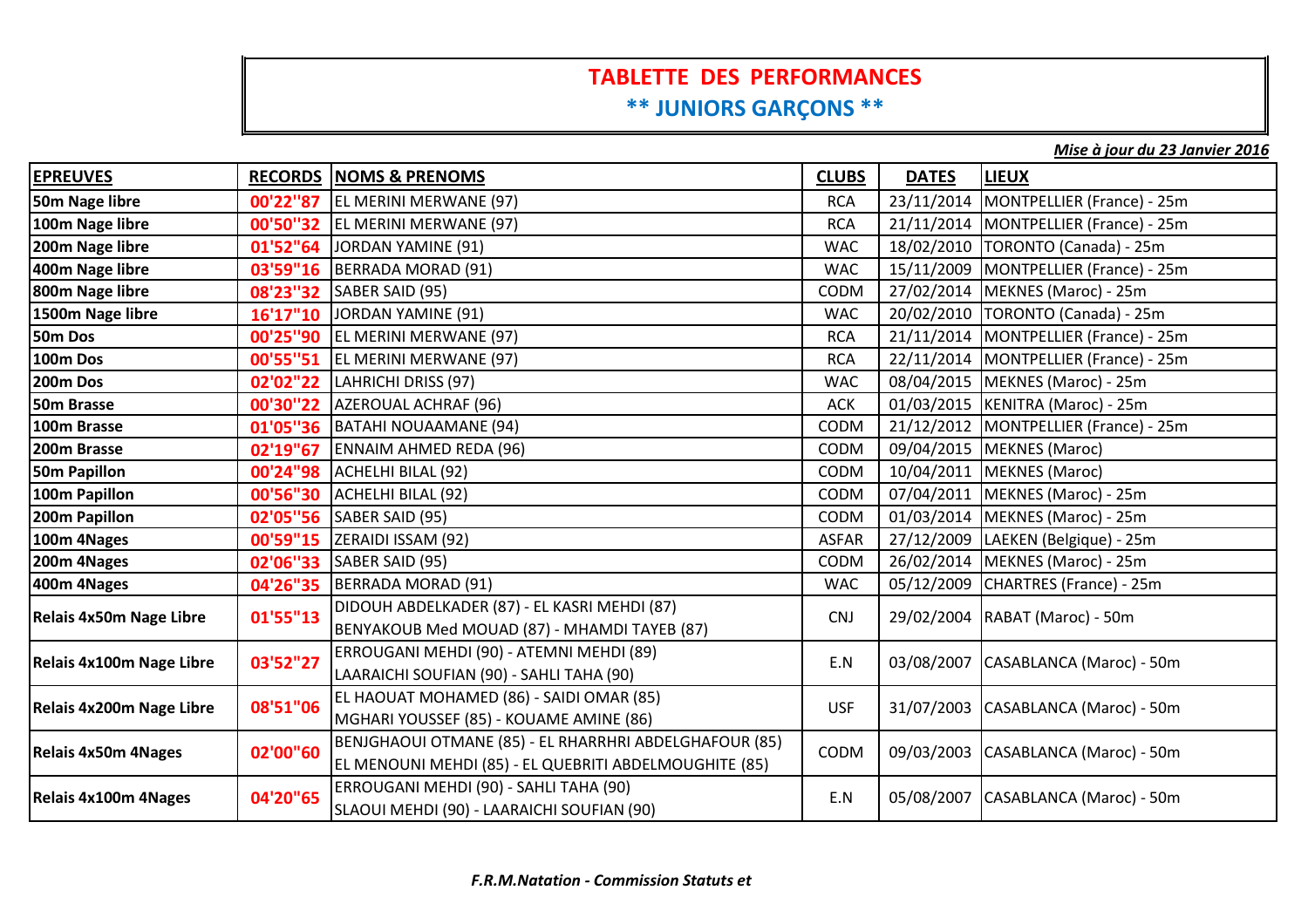# TABLETTE DES PERFORMANCES

## ** JUNIORS GARÇONS **

***Mise à jour du 23 Janvier 2016***

| EPREUVES | RECORDS | NOMS & PRENOMS | CLUBS | DATES | LIEUX |
|---|---|---|---|---|---|
| **50m Nage libre** | **00'22"87** | EL MERINI MERWANE (97) | RCA | 23/11/2014 | MONTPELLIER (France) - 25m |
| **100m Nage libre** | **00'50"32** | EL MERINI MERWANE (97) | RCA | 21/11/2014 | MONTPELLIER (France) - 25m |
| **200m Nage libre** | **01'52"64** | JORDAN YAMINE (91) | WAC | 18/02/2010 | TORONTO (Canada) - 25m |
| **400m Nage libre** | **03'59"16** | BERRADA MORAD (91) | WAC | 15/11/2009 | MONTPELLIER (France) - 25m |
| **800m Nage libre** | **08'23"32** | SABER SAID (95) | CODM | 27/02/2014 | MEKNES (Maroc) - 25m |
| **1500m Nage libre** | **16'17"10** | JORDAN YAMINE (91) | WAC | 20/02/2010 | TORONTO (Canada) - 25m |
| **50m Dos** | **00'25"90** | EL MERINI MERWANE (97) | RCA | 21/11/2014 | MONTPELLIER (France) - 25m |
| **100m Dos** | **00'55"51** | EL MERINI MERWANE (97) | RCA | 22/11/2014 | MONTPELLIER (France) - 25m |
| **200m Dos** | **02'02"22** | LAHRICHI DRISS (97) | WAC | 08/04/2015 | MEKNES (Maroc) - 25m |
| **50m Brasse** | **00'30"22** | AZEROUAL ACHRAF (96) | ACK | 01/03/2015 | KENITRA (Maroc) - 25m |
| **100m Brasse** | **01'05"36** | BATAHI NOUAAMANE (94) | CODM | 21/12/2012 | MONTPELLIER (France) - 25m |
| **200m Brasse** | **02'19"67** | ENNAIM AHMED REDA (96) | CODM | 09/04/2015 | MEKNES (Maroc) |
| **50m Papillon** | **00'24"98** | ACHELHI BILAL (92) | CODM | 10/04/2011 | MEKNES (Maroc) |
| **100m Papillon** | **00'56"30** | ACHELHI BILAL (92) | CODM | 07/04/2011 | MEKNES (Maroc) - 25m |
| **200m Papillon** | **02'05"56** | SABER SAID (95) | CODM | 01/03/2014 | MEKNES (Maroc) - 25m |
| **100m 4Nages** | **00'59"15** | ZERAIDI ISSAM (92) | ASFAR | 27/12/2009 | LAEKEN (Belgique) - 25m |
| **200m 4Nages** | **02'06"33** | SABER SAID (95) | CODM | 26/02/2014 | MEKNES (Maroc) - 25m |
| **400m 4Nages** | **04'26"35** | BERRADA MORAD (91) | WAC | 05/12/2009 | CHARTRES (France) - 25m |
| **Relais 4x50m Nage Libre** | **01'55"13** | DIDOUH ABDELKADER (87) - EL KASRI MEHDI (87) BENYAKOUB Med MOUAD (87) - MHAMDI TAYEB (87) | CNJ | 29/02/2004 | RABAT (Maroc) - 50m |
| **Relais 4x100m Nage Libre** | **03'52"27** | ERROUGANI MEHDI (90) - ATEMNI MEHDI (89) LAARAICHI SOUFIAN (90) - SAHLI TAHA (90) | E.N | 03/08/2007 | CASABLANCA (Maroc) - 50m |
| **Relais 4x200m Nage Libre** | **08'51"06** | EL HAOUAT MOHAMED (86) - SAIDI OMAR (85) MGHARI YOUSSEF (85) - KOUAME AMINE (86) | USF | 31/07/2003 | CASABLANCA (Maroc) - 50m |
| **Relais 4x50m 4Nages** | **02'00"60** | BENJGHAOUI OTMANE (85) - EL RHARRHRI ABDELGHAFOUR (85) EL MENOUNI MEHDI (85) - EL QUEBRITI ABDELMOUGHITE (85) | CODM | 09/03/2003 | CASABLANCA (Maroc) - 50m |
| **Relais 4x100m 4Nages** | **04'20"65** | ERROUGANI MEHDI (90) - SAHLI TAHA (90) SLAOUI MEHDI (90) - LAARAICHI SOUFIAN (90) | E.N | 05/08/2007 | CASABLANCA (Maroc) - 50m |

***F.R.M.Natation - Commission Statuts et***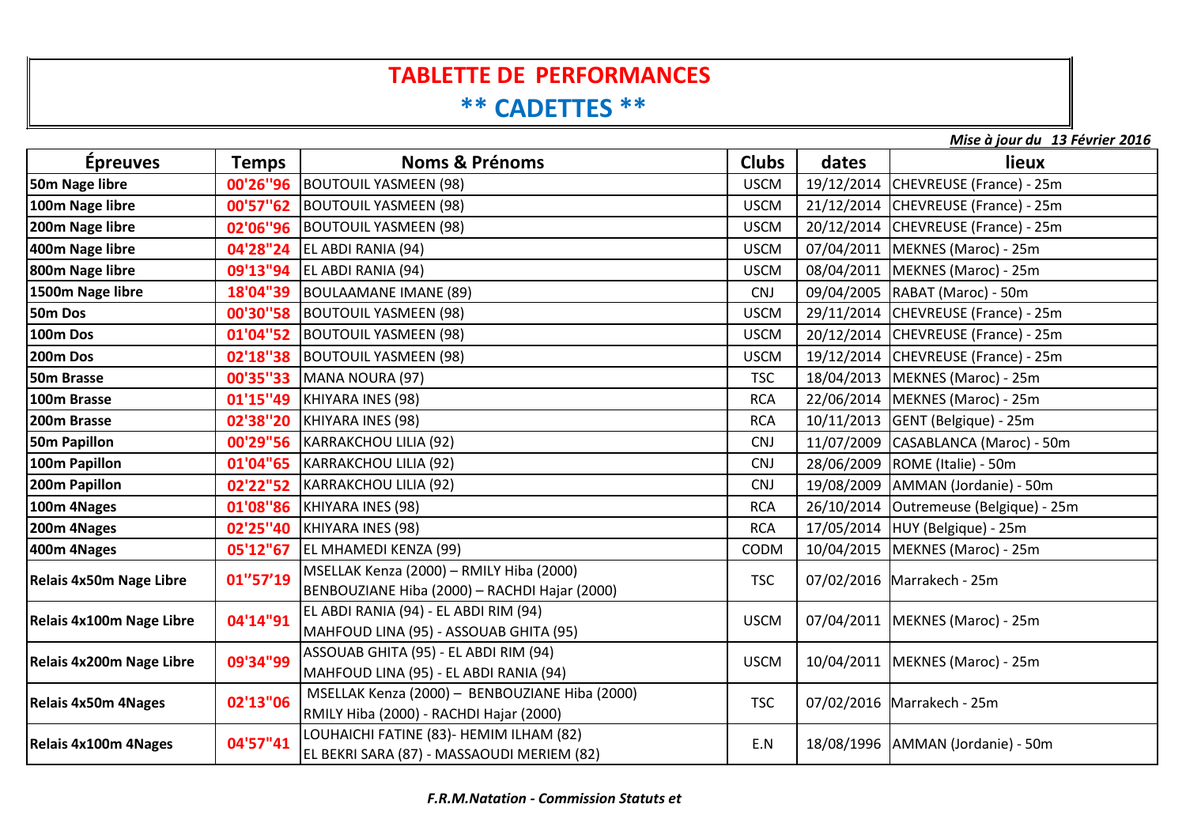# TABLETTE DE PERFORMANCES

## ** CADETTES **

***Mise à jour du 13 Février 2016***

| Épreuves | Temps | Noms & Prénoms | Clubs | dates | lieux |
|---|---|---|---|---|---|
| **50m Nage libre** | **00'26"96** | BOUTOUIL YASMEEN (98) | USCM | 19/12/2014 | CHEVREUSE (France) - 25m |
| **100m Nage libre** | **00'57"62** | BOUTOUIL YASMEEN (98) | USCM | 21/12/2014 | CHEVREUSE (France) - 25m |
| **200m Nage libre** | **02'06"96** | BOUTOUIL YASMEEN (98) | USCM | 20/12/2014 | CHEVREUSE (France) - 25m |
| **400m Nage libre** | **04'28"24** | EL ABDI RANIA (94) | USCM | 07/04/2011 | MEKNES (Maroc) - 25m |
| **800m Nage libre** | **09'13"94** | EL ABDI RANIA (94) | USCM | 08/04/2011 | MEKNES (Maroc) - 25m |
| **1500m Nage libre** | **18'04"39** | BOULAAMANE IMANE (89) | CNJ | 09/04/2005 | RABAT (Maroc) - 50m |
| **50m Dos** | **00'30"58** | BOUTOUIL YASMEEN (98) | USCM | 29/11/2014 | CHEVREUSE (France) - 25m |
| **100m Dos** | **01'04"52** | BOUTOUIL YASMEEN (98) | USCM | 20/12/2014 | CHEVREUSE (France) - 25m |
| **200m Dos** | **02'18"38** | BOUTOUIL YASMEEN (98) | USCM | 19/12/2014 | CHEVREUSE (France) - 25m |
| **50m Brasse** | **00'35"33** | MANA NOURA (97) | TSC | 18/04/2013 | MEKNES (Maroc) - 25m |
| **100m Brasse** | **01'15"49** | KHIYARA INES (98) | RCA | 22/06/2014 | MEKNES (Maroc) - 25m |
| **200m Brasse** | **02'38"20** | KHIYARA INES (98) | RCA | 10/11/2013 | GENT (Belgique) - 25m |
| **50m Papillon** | **00'29"56** | KARRAKCHOU LILIA (92) | CNJ | 11/07/2009 | CASABLANCA (Maroc) - 50m |
| **100m Papillon** | **01'04"65** | KARRAKCHOU LILIA (92) | CNJ | 28/06/2009 | ROME (Italie) - 50m |
| **200m Papillon** | **02'22"52** | KARRAKCHOU LILIA (92) | CNJ | 19/08/2009 | AMMAN (Jordanie) - 50m |
| **100m 4Nages** | **01'08"86** | KHIYARA INES (98) | RCA | 26/10/2014 | Outremeuse (Belgique) - 25m |
| **200m 4Nages** | **02'25"40** | KHIYARA INES (98) | RCA | 17/05/2014 | HUY (Belgique) - 25m |
| **400m 4Nages** | **05'12"67** | EL MHAMEDI KENZA (99) | CODM | 10/04/2015 | MEKNES (Maroc) - 25m |
| **Relais 4x50m Nage Libre** | **01''57'19** | MSELLAK Kenza (2000) – RMILY Hiba (2000) BENBOUZIANE Hiba (2000) – RACHDI Hajar (2000) | TSC | 07/02/2016 | Marrakech - 25m |
| **Relais 4x100m Nage Libre** | **04'14"91** | EL ABDI RANIA (94) - EL ABDI RIM (94) MAHFOUD LINA (95) - ASSOUAB GHITA (95) | USCM | 07/04/2011 | MEKNES (Maroc) - 25m |
| **Relais 4x200m Nage Libre** | **09'34"99** | ASSOUAB GHITA (95) - EL ABDI RIM (94) MAHFOUD LINA (95) - EL ABDI RANIA (94) | USCM | 10/04/2011 | MEKNES (Maroc) - 25m |
| **Relais 4x50m 4Nages** | **02'13"06** | MSELLAK Kenza (2000) – BENBOUZIANE Hiba (2000) RMILY Hiba (2000) - RACHDI Hajar (2000) | TSC | 07/02/2016 | Marrakech - 25m |
| **Relais 4x100m 4Nages** | **04'57"41** | LOUHAICHI FATINE (83)- HEMIM ILHAM (82) EL BEKRI SARA (87) - MASSAOUDI MERIEM (82) | E.N | 18/08/1996 | AMMAN (Jordanie) - 50m |

***F.R.M.Natation - Commission Statuts et***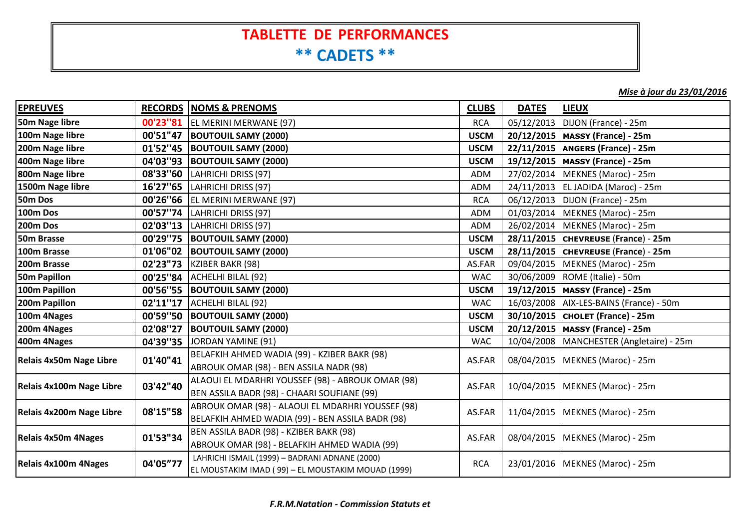# TABLETTE DE PERFORMANCES

## ** CADETS **

*Mise à jour du 23/01/2016*

| EPREUVES | RECORDS | NOMS & PRENOMS | CLUBS | DATES | LIEUX |
|---|---|---|---|---|---|
| **50m Nage libre** | **00'23"81** | EL MERINI MERWANE (97) | RCA | 05/12/2013 | DIJON (France) - 25m |
| **100m Nage libre** | **00'51"47** | **BOUTOUIL SAMY (2000)** | **USCM** | **20/12/2015** | **MASSY (France) - 25m** |
| **200m Nage libre** | **01'52"45** | **BOUTOUIL SAMY (2000)** | **USCM** | **22/11/2015** | **ANGERS (France) - 25m** |
| **400m Nage libre** | **04'03"93** | **BOUTOUIL SAMY (2000)** | **USCM** | **19/12/2015** | **MASSY (France) - 25m** |
| **800m Nage libre** | **08'33"60** | LAHRICHI DRISS (97) | ADM | 27/02/2014 | MEKNES (Maroc) - 25m |
| **1500m Nage libre** | **16'27"65** | LAHRICHI DRISS (97) | ADM | 24/11/2013 | EL JADIDA (Maroc) - 25m |
| **50m Dos** | **00'26"66** | EL MERINI MERWANE (97) | RCA | 06/12/2013 | DIJON (France) - 25m |
| **100m Dos** | **00'57"74** | LAHRICHI DRISS (97) | ADM | 01/03/2014 | MEKNES (Maroc) - 25m |
| **200m Dos** | **02'03"13** | LAHRICHI DRISS (97) | ADM | 26/02/2014 | MEKNES (Maroc) - 25m |
| **50m Brasse** | **00'29"75** | **BOUTOUIL SAMY (2000)** | **USCM** | **28/11/2015** | **CHEVREUSE (France) - 25m** |
| **100m Brasse** | **01'06"02** | **BOUTOUIL SAMY (2000)** | **USCM** | **28/11/2015** | **CHEVREUSE (France) - 25m** |
| **200m Brasse** | **02'23"73** | KZIBER BAKR (98) | AS.FAR | 09/04/2015 | MEKNES (Maroc) - 25m |
| **50m Papillon** | **00'25"84** | ACHELHI BILAL (92) | WAC | 30/06/2009 | ROME (Italie) - 50m |
| **100m Papillon** | **00'56"55** | **BOUTOUIL SAMY (2000)** | **USCM** | **19/12/2015** | **MASSY (France) - 25m** |
| **200m Papillon** | **02'11"17** | ACHELHI BILAL (92) | WAC | 16/03/2008 | AIX-LES-BAINS (France) - 50m |
| **100m 4Nages** | **00'59"50** | **BOUTOUIL SAMY (2000)** | **USCM** | **30/10/2015** | **CHOLET (France) - 25m** |
| **200m 4Nages** | **02'08"27** | **BOUTOUIL SAMY (2000)** | **USCM** | **20/12/2015** | **MASSY (France) - 25m** |
| **400m 4Nages** | **04'39"35** | JORDAN YAMINE (91) | WAC | 10/04/2008 | MANCHESTER (Angletaire) - 25m |
| **Relais 4x50m Nage Libre** | **01'40"41** | BELAFKIH AHMED WADIA (99) - KZIBER BAKR (98) ABROUK OMAR (98) - BEN ASSILA NADR (98) | AS.FAR | 08/04/2015 | MEKNES (Maroc) - 25m |
| **Relais 4x100m Nage Libre** | **03'42"40** | ALAOUI EL MDARHRI YOUSSEF (98) - ABROUK OMAR (98) BEN ASSILA BADR (98) - CHAARI SOUFIANE (99) | AS.FAR | 10/04/2015 | MEKNES (Maroc) - 25m |
| **Relais 4x200m Nage Libre** | **08'15"58** | ABROUK OMAR (98) - ALAOUI EL MDARHRI YOUSSEF (98) BELAFKIH AHMED WADIA (99) - BEN ASSILA BADR (98) | AS.FAR | 11/04/2015 | MEKNES (Maroc) - 25m |
| **Relais 4x50m 4Nages** | **01'53"34** | BEN ASSILA BADR (98) - KZIBER BAKR (98) ABROUK OMAR (98) - BELAFKIH AHMED WADIA (99) | AS.FAR | 08/04/2015 | MEKNES (Maroc) - 25m |
| **Relais 4x100m 4Nages** | **04'05"77** | LAHRICHI ISMAIL (1999) – BADRANI ADNANE (2000) EL MOUSTAKIM IMAD ( 99) – EL MOUSTAKIM MOUAD (1999) | RCA | 23/01/2016 | MEKNES (Maroc) - 25m |

***F.R.M.Natation - Commission Statuts et***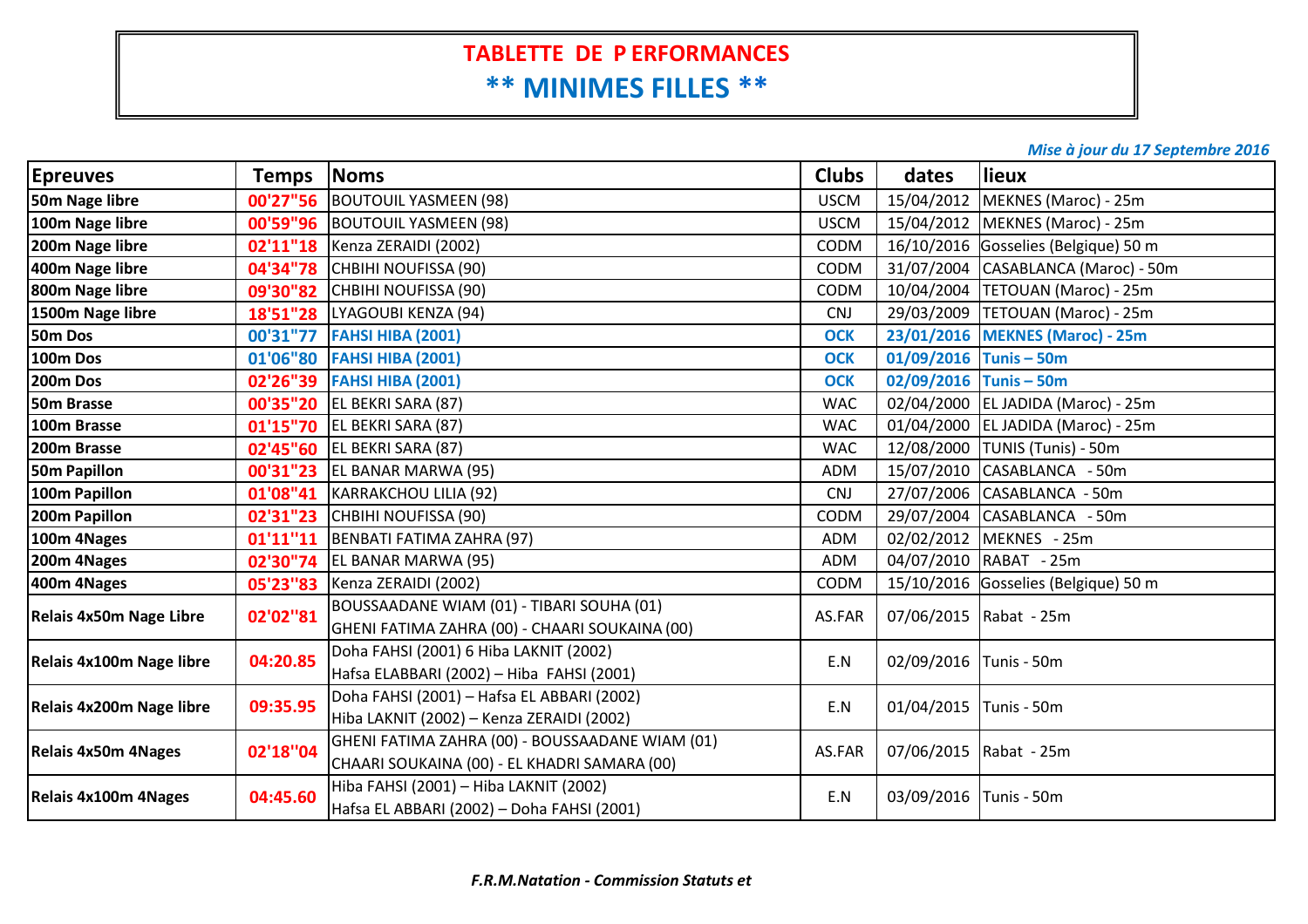# TABLETTE DE P ERFORMANCES

## ** MINIMES FILLES **

*Mise à jour du 17 Septembre 2016*

| Epreuves | Temps | Noms | Clubs | dates | lieux |
|---|---|---|---|---|---|
| **50m Nage libre** | **00'27"56** | BOUTOUIL YASMEEN (98) | USCM | 15/04/2012 | MEKNES (Maroc) - 25m |
| **100m Nage libre** | **00'59"96** | BOUTOUIL YASMEEN (98) | USCM | 15/04/2012 | MEKNES (Maroc) - 25m |
| **200m Nage libre** | **02'11"18** | Kenza ZERAIDI (2002) | CODM | 16/10/2016 | Gosselies (Belgique) 50 m |
| **400m Nage libre** | **04'34"78** | CHBIHI NOUFISSA (90) | CODM | 31/07/2004 | CASABLANCA (Maroc) - 50m |
| **800m Nage libre** | **09'30"82** | CHBIHI NOUFISSA (90) | CODM | 10/04/2004 | TETOUAN (Maroc) - 25m |
| **1500m Nage libre** | **18'51"28** | LYAGOUBI KENZA (94) | CNJ | 29/03/2009 | TETOUAN (Maroc) - 25m |
| **50m Dos** | **00'31"77** | **FAHSI HIBA (2001)** | **OCK** | **23/01/2016** | **MEKNES (Maroc) - 25m** |
| **100m Dos** | **01'06"80** | **FAHSI HIBA (2001)** | **OCK** | **01/09/2016** | **Tunis – 50m** |
| **200m Dos** | **02'26"39** | **FAHSI HIBA (2001)** | **OCK** | **02/09/2016** | **Tunis – 50m** |
| **50m Brasse** | **00'35"20** | EL BEKRI SARA (87) | WAC | 02/04/2000 | EL JADIDA (Maroc) - 25m |
| **100m Brasse** | **01'15"70** | EL BEKRI SARA (87) | WAC | 01/04/2000 | EL JADIDA (Maroc) - 25m |
| **200m Brasse** | **02'45"60** | EL BEKRI SARA (87) | WAC | 12/08/2000 | TUNIS (Tunis) - 50m |
| **50m Papillon** | **00'31"23** | EL BANAR MARWA (95) | ADM | 15/07/2010 | CASABLANCA - 50m |
| **100m Papillon** | **01'08"41** | KARRAKCHOU LILIA (92) | CNJ | 27/07/2006 | CASABLANCA - 50m |
| **200m Papillon** | **02'31"23** | CHBIHI NOUFISSA (90) | CODM | 29/07/2004 | CASABLANCA - 50m |
| **100m 4Nages** | **01'11''11** | BENBATI FATIMA ZAHRA (97) | ADM | 02/02/2012 | MEKNES - 25m |
| **200m 4Nages** | **02'30"74** | EL BANAR MARWA (95) | ADM | 04/07/2010 | RABAT - 25m |
| **400m 4Nages** | **05'23"83** | Kenza ZERAIDI (2002) | CODM | 15/10/2016 | Gosselies (Belgique) 50 m |
| **Relais 4x50m Nage Libre** | **02'02''81** | BOUSSAADANE WIAM (01) - TIBARI SOUHA (01) GHENI FATIMA ZAHRA (00) - CHAARI SOUKAINA (00) | AS.FAR | 07/06/2015 | Rabat - 25m |
| **Relais 4x100m Nage libre** | **04:20.85** | Doha FAHSI (2001) 6 Hiba LAKNIT (2002) Hafsa ELABBARI (2002) – Hiba FAHSI (2001) | E.N | 02/09/2016 | Tunis - 50m |
| **Relais 4x200m Nage libre** | **09:35.95** | Doha FAHSI (2001) – Hafsa EL ABBARI (2002) Hiba LAKNIT (2002) – Kenza ZERAIDI (2002) | E.N | 01/04/2015 | Tunis - 50m |
| **Relais 4x50m 4Nages** | **02'18''04** | GHENI FATIMA ZAHRA (00) - BOUSSAADANE WIAM (01) CHAARI SOUKAINA (00) - EL KHADRI SAMARA (00) | AS.FAR | 07/06/2015 | Rabat - 25m |
| **Relais 4x100m 4Nages** | **04:45.60** | Hiba FAHSI (2001) – Hiba LAKNIT (2002) Hafsa EL ABBARI (2002) – Doha FAHSI (2001) | E.N | 03/09/2016 | Tunis - 50m |

***F.R.M.Natation - Commission Statuts et***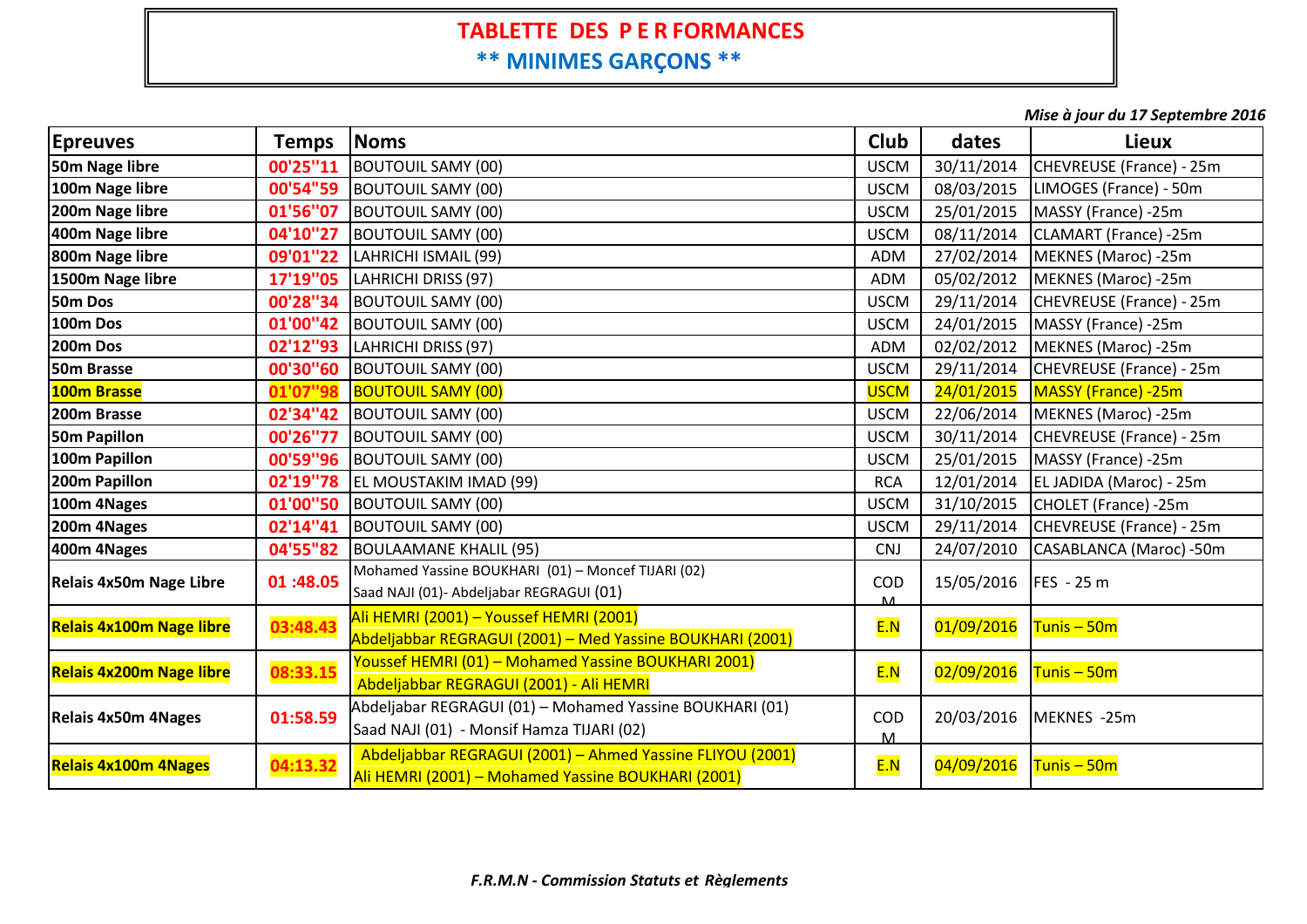# TABLETTE DES P E R FORMANCES

## ** MINIMES GARÇONS **

*Mise à jour du 17 Septembre 2016*

| Epreuves | Temps | Noms | Club | dates | Lieux |
|---|---|---|---|---|---|
| **50m Nage libre** | **00'25''11** | BOUTOUIL SAMY (00) | USCM | 30/11/2014 | CHEVREUSE (France) - 25m |
| **100m Nage libre** | **00'54''59** | BOUTOUIL SAMY (00) | USCM | 08/03/2015 | LIMOGES (France) - 50m |
| **200m Nage libre** | **01'56''07** | BOUTOUIL SAMY (00) | USCM | 25/01/2015 | MASSY (France) -25m |
| **400m Nage libre** | **04'10''27** | BOUTOUIL SAMY (00) | USCM | 08/11/2014 | CLAMART (France) -25m |
| **800m Nage libre** | **09'01''22** | LAHRICHI ISMAIL (99) | ADM | 27/02/2014 | MEKNES (Maroc) -25m |
| **1500m Nage libre** | **17'19''05** | LAHRICHI DRISS (97) | ADM | 05/02/2012 | MEKNES (Maroc) -25m |
| **50m Dos** | **00'28''34** | BOUTOUIL SAMY (00) | USCM | 29/11/2014 | CHEVREUSE (France) - 25m |
| **100m Dos** | **01'00''42** | BOUTOUIL SAMY (00) | USCM | 24/01/2015 | MASSY (France) -25m |
| **200m Dos** | **02'12''93** | LAHRICHI DRISS (97) | ADM | 02/02/2012 | MEKNES (Maroc) -25m |
| **50m Brasse** | **00'30''60** | BOUTOUIL SAMY (00) | USCM | 29/11/2014 | CHEVREUSE (France) - 25m |
| **100m Brasse** | **01'07''98** | BOUTOUIL SAMY (00) | USCM | 24/01/2015 | MASSY (France) -25m |
| **200m Brasse** | **02'34''42** | BOUTOUIL SAMY (00) | USCM | 22/06/2014 | MEKNES (Maroc) -25m |
| **50m Papillon** | **00'26''77** | BOUTOUIL SAMY (00) | USCM | 30/11/2014 | CHEVREUSE (France) - 25m |
| **100m Papillon** | **00'59''96** | BOUTOUIL SAMY (00) | USCM | 25/01/2015 | MASSY (France) -25m |
| **200m Papillon** | **02'19''78** | EL MOUSTAKIM IMAD (99) | RCA | 12/01/2014 | EL JADIDA (Maroc) - 25m |
| **100m 4Nages** | **01'00''50** | BOUTOUIL SAMY (00) | USCM | 31/10/2015 | CHOLET (France) -25m |
| **200m 4Nages** | **02'14''41** | BOUTOUIL SAMY (00) | USCM | 29/11/2014 | CHEVREUSE (France) - 25m |
| **400m 4Nages** | **04'55''82** | BOULAAMANE KHALIL (95) | CNJ | 24/07/2010 | CASABLANCA (Maroc) -50m |
| **Relais 4x50m Nage Libre** | **01 :48.05** | Mohamed Yassine BOUKHARI (01) – Moncef TIJARI (02) Saad NAJI (01)- Abdeljabar REGRAGUI (01) | CODM | 15/05/2016 | FES - 25 m |
| **Relais 4x100m Nage libre** | **03:48.43** | Ali HEMRI (2001) – Youssef HEMRI (2001) Abdeljabbar REGRAGUI (2001) – Med Yassine BOUKHARI (2001) | E.N | 01/09/2016 | Tunis – 50m |
| **Relais 4x200m Nage libre** | **08:33.15** | Youssef HEMRI (01) – Mohamed Yassine BOUKHARI 2001) Abdeljabbar REGRAGUI (2001) - Ali HEMRI | E.N | 02/09/2016 | Tunis – 50m |
| **Relais 4x50m 4Nages** | **01:58.59** | Abdeljabar REGRAGUI (01) – Mohamed Yassine BOUKHARI (01) Saad NAJI (01) - Monsif Hamza TIJARI (02) | CODM | 20/03/2016 | MEKNES -25m |
| **Relais 4x100m 4Nages** | **04:13.32** | Abdeljabbar REGRAGUI (2001) – Ahmed Yassine FLIYOU (2001) Ali HEMRI (2001) – Mohamed Yassine BOUKHARI (2001) | E.N | 04/09/2016 | Tunis – 50m |

*F.R.M.N - Commission Statuts et Règlements*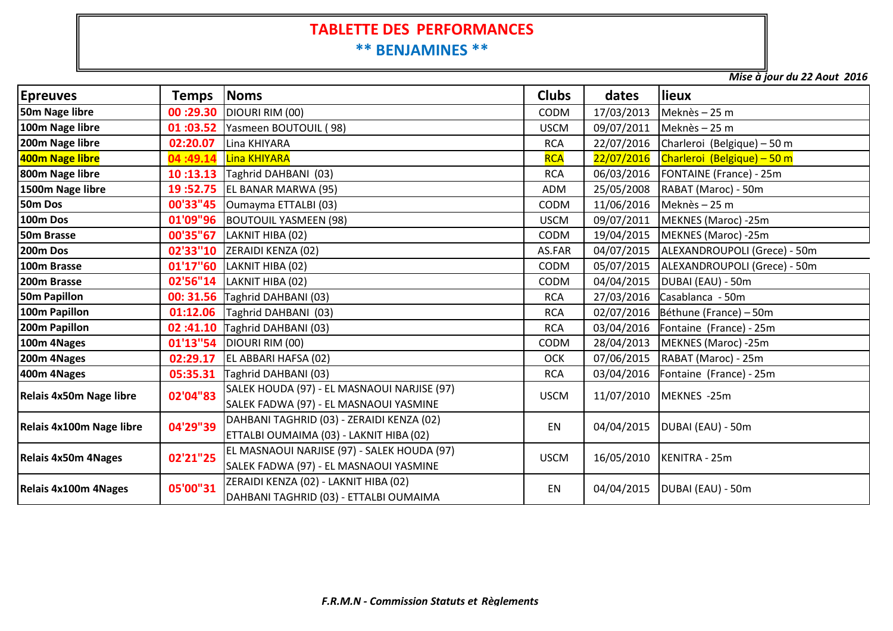# TABLETTE DES PERFORMANCES

## ** BENJAMINES **

*Mise à jour du 22 Aout 2016*

| Epreuves | Temps | Noms | Clubs | dates | lieux |
|---|---|---|---|---|---|
| **50m Nage libre** | 00 :29.30 | DIOURI RIM (00) | CODM | 17/03/2013 | Meknès – 25 m |
| **100m Nage libre** | 01 :03.52 | Yasmeen BOUTOUIL ( 98) | USCM | 09/07/2011 | Meknès – 25 m |
| **200m Nage libre** | 02:20.07 | Lina KHIYARA | RCA | 22/07/2016 | Charleroi (Belgique) – 50 m |
| **400m Nage libre** | 04 :49.14 | Lina KHIYARA | RCA | 22/07/2016 | Charleroi (Belgique) – 50 m |
| **800m Nage libre** | 10 :13.13 | Taghrid DAHBANI (03) | RCA | 06/03/2016 | FONTAINE (France) - 25m |
| **1500m Nage libre** | 19 :52.75 | EL BANAR MARWA (95) | ADM | 25/05/2008 | RABAT (Maroc) - 50m |
| **50m Dos** | 00'33"45 | Oumayma ETTALBI (03) | CODM | 11/06/2016 | Meknès – 25 m |
| **100m Dos** | 01'09"96 | BOUTOUIL YASMEEN (98) | USCM | 09/07/2011 | MEKNES (Maroc) -25m |
| **50m Brasse** | 00'35"67 | LAKNIT HIBA (02) | CODM | 19/04/2015 | MEKNES (Maroc) -25m |
| **200m Dos** | 02'33"10 | ZERAIDI KENZA (02) | AS.FAR | 04/07/2015 | ALEXANDROUPOLI (Grece) - 50m |
| **100m Brasse** | 01'17"60 | LAKNIT HIBA (02) | CODM | 05/07/2015 | ALEXANDROUPOLI (Grece) - 50m |
| **200m Brasse** | 02'56"14 | LAKNIT HIBA (02) | CODM | 04/04/2015 | DUBAI (EAU) - 50m |
| **50m Papillon** | 00: 31.56 | Taghrid DAHBANI (03) | RCA | 27/03/2016 | Casablanca - 50m |
| **100m Papillon** | 01:12.06 | Taghrid DAHBANI (03) | RCA | 02/07/2016 | Béthune (France) – 50m |
| **200m Papillon** | 02 :41.10 | Taghrid DAHBANI (03) | RCA | 03/04/2016 | Fontaine (France) - 25m |
| **100m 4Nages** | 01'13"54 | DIOURI RIM (00) | CODM | 28/04/2013 | MEKNES (Maroc) -25m |
| **200m 4Nages** | 02:29.17 | EL ABBARI HAFSA (02) | OCK | 07/06/2015 | RABAT (Maroc) - 25m |
| **400m 4Nages** | 05:35.31 | Taghrid DAHBANI (03) | RCA | 03/04/2016 | Fontaine (France) - 25m |
| **Relais 4x50m Nage libre** | 02'04"83 | SALEK HOUDA (97) - EL MASNAOUI NARJISE (97) SALEK FADWA (97) - EL MASNAOUI YASMINE | USCM | 11/07/2010 | MEKNES -25m |
| **Relais 4x100m Nage libre** | 04'29"39 | DAHBANI TAGHRID (03) - ZERAIDI KENZA (02) ETTALBI OUMAIMA (03) - LAKNIT HIBA (02) | EN | 04/04/2015 | DUBAI (EAU) - 50m |
| **Relais 4x50m 4Nages** | 02'21"25 | EL MASNAOUI NARJISE (97) - SALEK HOUDA (97) SALEK FADWA (97) - EL MASNAOUI YASMINE | USCM | 16/05/2010 | KENITRA - 25m |
| **Relais 4x100m 4Nages** | 05'00"31 | ZERAIDI KENZA (02) - LAKNIT HIBA (02) DAHBANI TAGHRID (03) - ETTALBI OUMAIMA | EN | 04/04/2015 | DUBAI (EAU) - 50m |

*F.R.M.N - Commission Statuts et Règlements*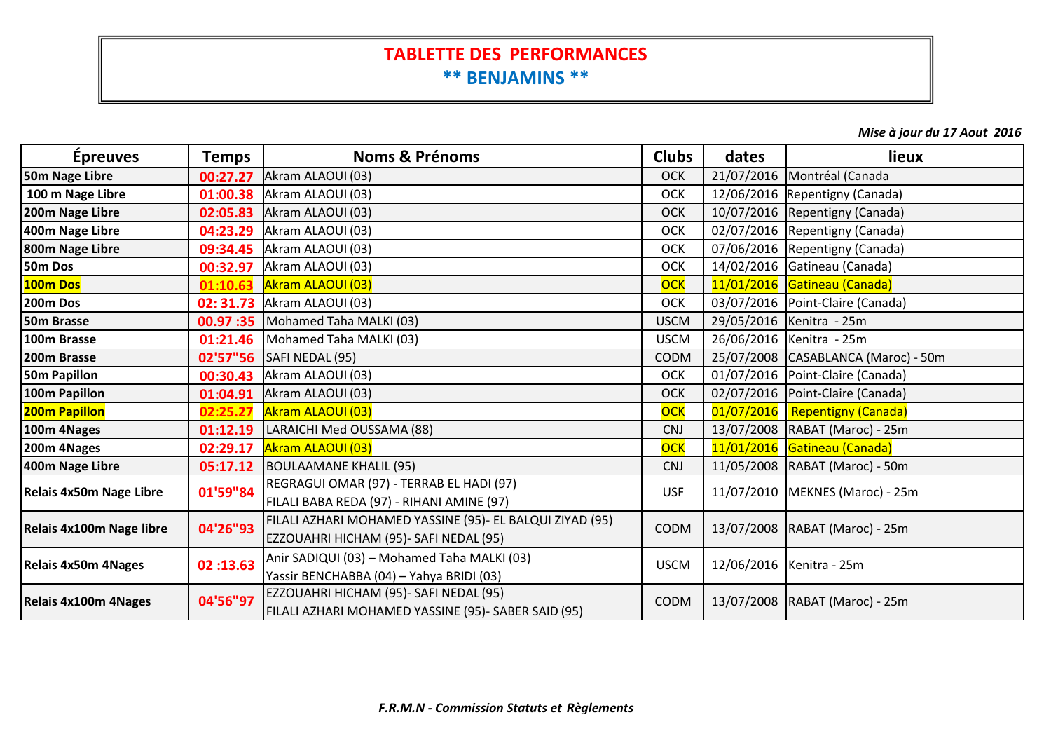# TABLETTE DES PERFORMANCES

## ** BENJAMINS **

*Mise à jour du 17 Aout 2016*

| Épreuves | Temps | Noms & Prénoms | Clubs | dates | lieux |
|---|---|---|---|---|---|
| 50m Nage Libre | 00:27.27 | Akram ALAOUI (03) | OCK | 21/07/2016 | Montréal (Canada |
| 100 m Nage Libre | 01:00.38 | Akram ALAOUI (03) | OCK | 12/06/2016 | Repentigny (Canada) |
| 200m Nage Libre | 02:05.83 | Akram ALAOUI (03) | OCK | 10/07/2016 | Repentigny (Canada) |
| 400m Nage Libre | 04:23.29 | Akram ALAOUI (03) | OCK | 02/07/2016 | Repentigny (Canada) |
| 800m Nage Libre | 09:34.45 | Akram ALAOUI (03) | OCK | 07/06/2016 | Repentigny (Canada) |
| 50m Dos | 00:32.97 | Akram ALAOUI (03) | OCK | 14/02/2016 | Gatineau (Canada) |
| 100m Dos | 01:10.63 | Akram ALAOUI (03) | OCK | 11/01/2016 | Gatineau (Canada) |
| 200m Dos | 02: 31.73 | Akram ALAOUI (03) | OCK | 03/07/2016 | Point-Claire (Canada) |
| 50m Brasse | 00.97 :35 | Mohamed Taha MALKI (03) | USCM | 29/05/2016 | Kenitra - 25m |
| 100m Brasse | 01:21.46 | Mohamed Taha MALKI (03) | USCM | 26/06/2016 | Kenitra - 25m |
| 200m Brasse | 02'57"56 | SAFI NEDAL (95) | CODM | 25/07/2008 | CASABLANCA (Maroc) - 50m |
| 50m Papillon | 00:30.43 | Akram ALAOUI (03) | OCK | 01/07/2016 | Point-Claire (Canada) |
| 100m Papillon | 01:04.91 | Akram ALAOUI (03) | OCK | 02/07/2016 | Point-Claire (Canada) |
| 200m Papillon | 02:25.27 | Akram ALAOUI (03) | OCK | 01/07/2016 | Repentigny (Canada) |
| 100m 4Nages | 01:12.19 | LARAICHI Med OUSSAMA (88) | CNJ | 13/07/2008 | RABAT (Maroc) - 25m |
| 200m 4Nages | 02:29.17 | Akram ALAOUI (03) | OCK | 11/01/2016 | Gatineau (Canada) |
| 400m Nage Libre | 05:17.12 | BOULAAMANE KHALIL (95) | CNJ | 11/05/2008 | RABAT (Maroc) - 50m |
| Relais 4x50m Nage Libre | 01'59"84 | REGRAGUI OMAR (97) - TERRAB EL HADI (97)<br>FILALI BABA REDA (97) - RIHANI AMINE (97) | USF | 11/07/2010 | MEKNES (Maroc) - 25m |
| Relais 4x100m Nage libre | 04'26"93 | FILALI AZHARI MOHAMED YASSINE (95)- EL BALQUI ZIYAD (95)<br>EZZOUAHRI HICHAM (95)- SAFI NEDAL (95) | CODM | 13/07/2008 | RABAT (Maroc) - 25m |
| Relais 4x50m 4Nages | 02 :13.63 | Anir SADIQUI (03) – Mohamed Taha MALKI (03)<br>Yassir BENCHABBA (04) – Yahya BRIDI (03) | USCM | 12/06/2016 | Kenitra - 25m |
| Relais 4x100m 4Nages | 04'56"97 | EZZOUAHRI HICHAM (95)- SAFI NEDAL (95)<br>FILALI AZHARI MOHAMED YASSINE (95)- SABER SAID (95) | CODM | 13/07/2008 | RABAT (Maroc) - 25m |

*F.R.M.N - Commission Statuts et Règlements*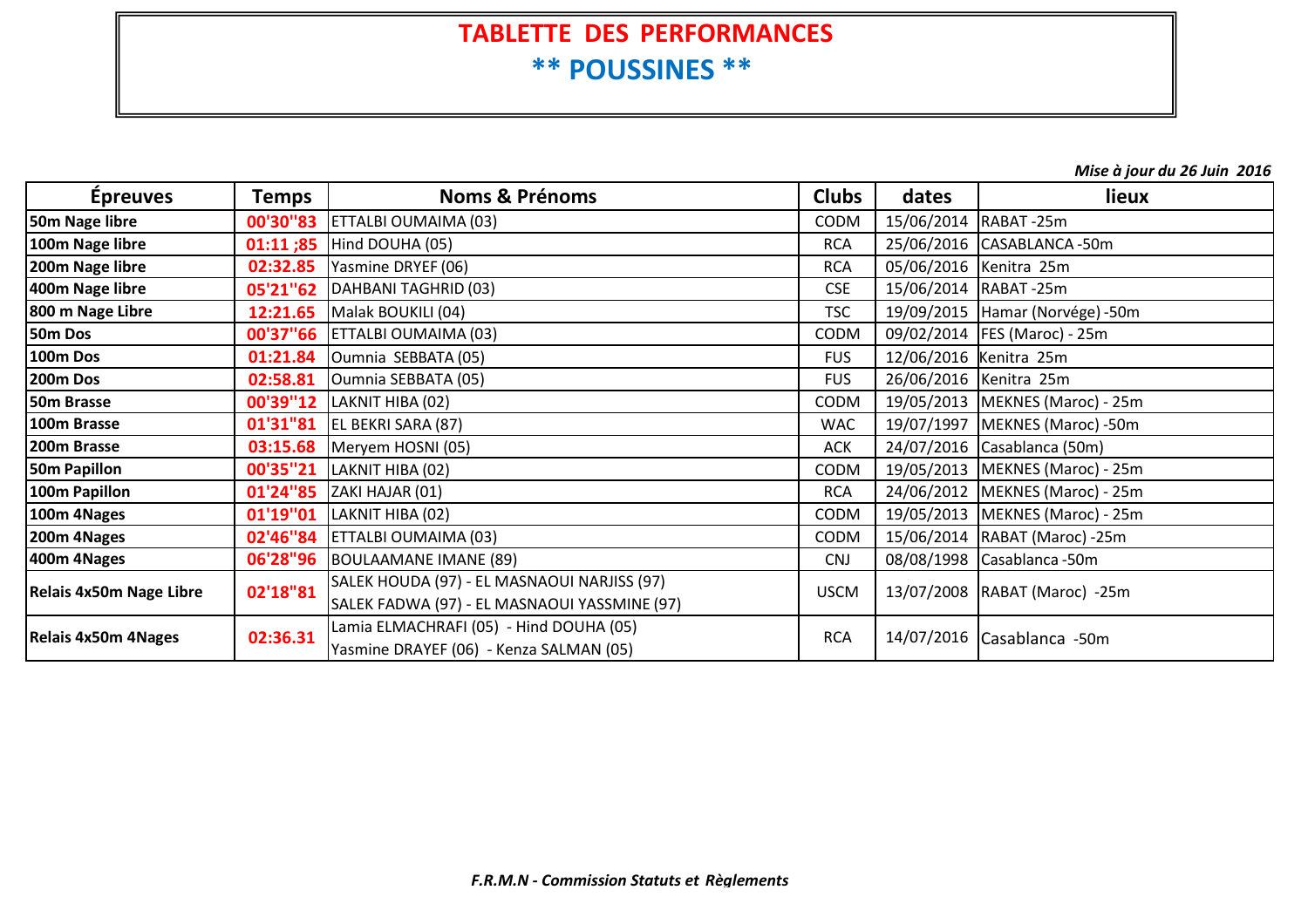# TABLETTE DES PERFORMANCES

## ** POUSSINES **

*Mise à jour du 26 Juin 2016*

| Épreuves | Temps | Noms & Prénoms | Clubs | dates | lieux |
|---|---|---|---|---|---|
| **50m Nage libre** | **00'30"83** | ETTALBI OUMAIMA (03) | CODM | 15/06/2014 | RABAT -25m |
| **100m Nage libre** | **01:11 ;85** | Hind DOUHA (05) | RCA | 25/06/2016 | CASABLANCA -50m |
| **200m Nage libre** | **02:32.85** | Yasmine DRYEF (06) | RCA | 05/06/2016 | Kenitra 25m |
| **400m Nage libre** | **05'21"62** | DAHBANI TAGHRID (03) | CSE | 15/06/2014 | RABAT -25m |
| **800 m Nage Libre** | **12:21.65** | Malak BOUKILI (04) | TSC | 19/09/2015 | Hamar (Norvége) -50m |
| **50m Dos** | **00'37"66** | ETTALBI OUMAIMA (03) | CODM | 09/02/2014 | FES (Maroc) - 25m |
| **100m Dos** | **01:21.84** | Oumnia SEBBATA (05) | FUS | 12/06/2016 | Kenitra 25m |
| **200m Dos** | **02:58.81** | Oumnia SEBBATA (05) | FUS | 26/06/2016 | Kenitra 25m |
| **50m Brasse** | **00'39"12** | LAKNIT HIBA (02) | CODM | 19/05/2013 | MEKNES (Maroc) - 25m |
| **100m Brasse** | **01'31"81** | EL BEKRI SARA (87) | WAC | 19/07/1997 | MEKNES (Maroc) -50m |
| **200m Brasse** | **03:15.68** | Meryem HOSNI (05) | ACK | 24/07/2016 | Casablanca (50m) |
| **50m Papillon** | **00'35"21** | LAKNIT HIBA (02) | CODM | 19/05/2013 | MEKNES (Maroc) - 25m |
| **100m Papillon** | **01'24"85** | ZAKI HAJAR (01) | RCA | 24/06/2012 | MEKNES (Maroc) - 25m |
| **100m 4Nages** | **01'19"01** | LAKNIT HIBA (02) | CODM | 19/05/2013 | MEKNES (Maroc) - 25m |
| **200m 4Nages** | **02'46"84** | ETTALBI OUMAIMA (03) | CODM | 15/06/2014 | RABAT (Maroc) -25m |
| **400m 4Nages** | **06'28"96** | BOULAAMANE IMANE (89) | CNJ | 08/08/1998 | Casablanca -50m |
| **Relais 4x50m Nage Libre** | **02'18"81** | SALEK HOUDA (97) - EL MASNAOUI NARJISS (97) SALEK FADWA (97) - EL MASNAOUI YASSMINE (97) | USCM | 13/07/2008 | RABAT (Maroc) -25m |
| **Relais 4x50m 4Nages** | **02:36.31** | Lamia ELMACHRAFI (05) - Hind DOUHA (05) Yasmine DRAYEF (06) - Kenza SALMAN (05) | RCA | 14/07/2016 | Casablanca -50m |

***F.R.M.N - Commission Statuts et Règlements***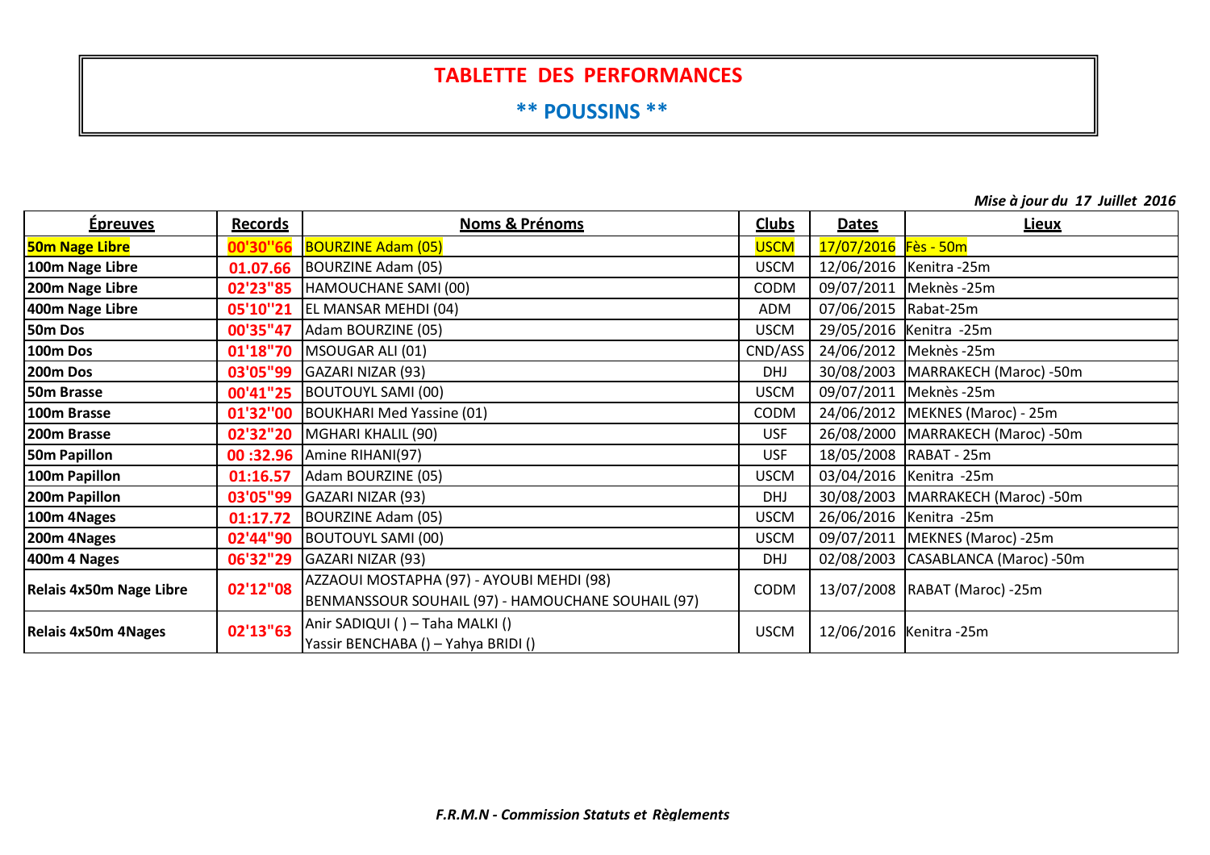# TABLETTE DES PERFORMANCES

## ** POUSSINS **

*Mise à jour du 17 Juillet 2016*

| Épreuves | Records | Noms & Prénoms | Clubs | Dates | Lieux |
|---|---|---|---|---|---|
| 50m Nage Libre | 00'30"66 | BOURZINE Adam (05) | USCM | 17/07/2016 | Fès - 50m |
| 100m Nage Libre | 01.07.66 | BOURZINE Adam (05) | USCM | 12/06/2016 | Kenitra -25m |
| 200m Nage Libre | 02'23"85 | HAMOUCHANE SAMI (00) | CODM | 09/07/2011 | Meknès -25m |
| 400m Nage Libre | 05'10''21 | EL MANSAR MEHDI (04) | ADM | 07/06/2015 | Rabat-25m |
| 50m Dos | 00'35"47 | Adam BOURZINE (05) | USCM | 29/05/2016 | Kenitra -25m |
| 100m Dos | 01'18"70 | MSOUGAR ALI (01) | CND/ASS | 24/06/2012 | Meknès -25m |
| 200m Dos | 03'05"99 | GAZARI NIZAR (93) | DHJ | 30/08/2003 | MARRAKECH (Maroc) -50m |
| 50m Brasse | 00'41"25 | BOUTOUYL SAMI (00) | USCM | 09/07/2011 | Meknès -25m |
| 100m Brasse | 01'32"00 | BOUKHARI Med Yassine (01) | CODM | 24/06/2012 | MEKNES (Maroc) - 25m |
| 200m Brasse | 02'32"20 | MGHARI KHALIL (90) | USF | 26/08/2000 | MARRAKECH (Maroc) -50m |
| 50m Papillon | 00 :32.96 | Amine RIHANI(97) | USF | 18/05/2008 | RABAT - 25m |
| 100m Papillon | 01:16.57 | Adam BOURZINE (05) | USCM | 03/04/2016 | Kenitra -25m |
| 200m Papillon | 03'05"99 | GAZARI NIZAR (93) | DHJ | 30/08/2003 | MARRAKECH (Maroc) -50m |
| 100m 4Nages | 01:17.72 | BOURZINE Adam (05) | USCM | 26/06/2016 | Kenitra -25m |
| 200m 4Nages | 02'44"90 | BOUTOUYL SAMI (00) | USCM | 09/07/2011 | MEKNES (Maroc) -25m |
| 400m 4 Nages | 06'32"29 | GAZARI NIZAR (93) | DHJ | 02/08/2003 | CASABLANCA (Maroc) -50m |
| Relais 4x50m Nage Libre | 02'12"08 | AZZAOUI MOSTAPHA (97) - AYOUBI MEHDI (98) BENMANSSOUR SOUHAIL (97) - HAMOUCHANE SOUHAIL (97) | CODM | 13/07/2008 | RABAT (Maroc) -25m |
| Relais 4x50m 4Nages | 02'13"63 | Anir SADIQUI ( ) – Taha MALKI () Yassir BENCHABA () – Yahya BRIDI () | USCM | 12/06/2016 | Kenitra -25m |

*F.R.M.N - Commission Statuts et Règlements*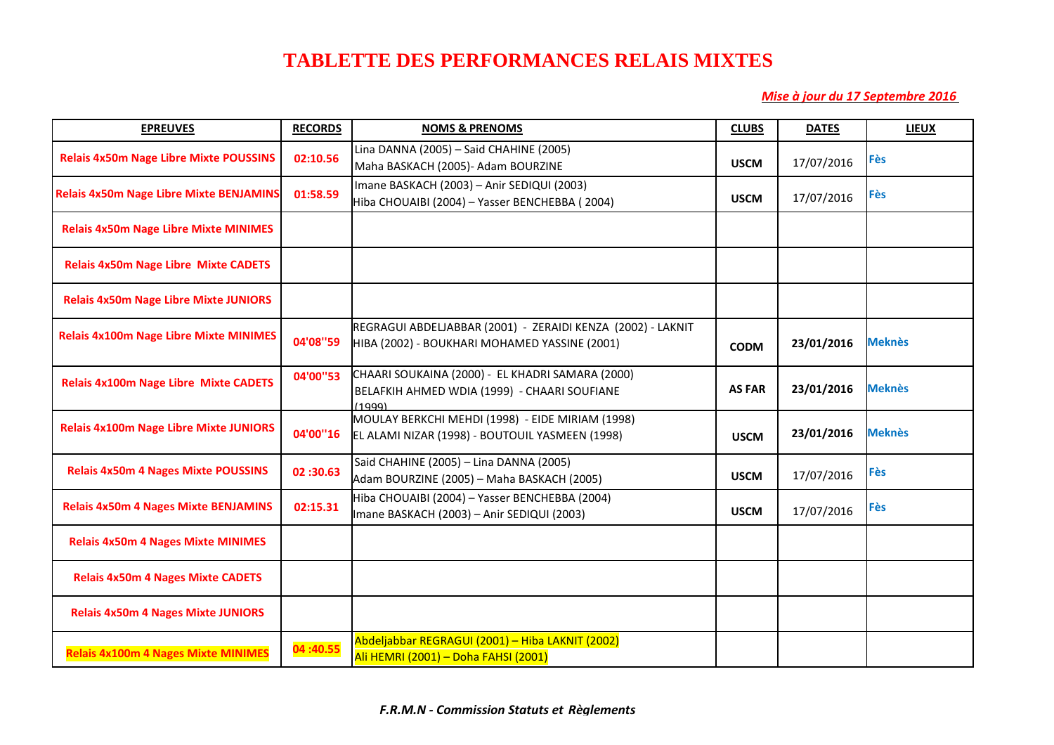# TABLETTE DES PERFORMANCES RELAIS MIXTES

*Mise à jour du 17 Septembre 2016*

| EPREUVES | RECORDS | NOMS & PRENOMS | CLUBS | DATES | LIEUX |
|---|---|---|---|---|---|
| Relais 4x50m Nage Libre Mixte POUSSINS | 02:10.56 | Lina DANNA (2005) – Said CHAHINE (2005) Maha BASKACH (2005)- Adam BOURZINE | USCM | 17/07/2016 | Fès |
| Relais 4x50m Nage Libre Mixte BENJAMINS | 01:58.59 | Imane BASKACH (2003) – Anir SEDIQUI (2003) Hiba CHOUAIBI (2004) – Yasser BENCHEBBA ( 2004) | USCM | 17/07/2016 | Fès |
| Relais 4x50m Nage Libre Mixte MINIMES | | | | | |
| Relais 4x50m Nage Libre Mixte CADETS | | | | | |
| Relais 4x50m Nage Libre Mixte JUNIORS | | | | | |
| Relais 4x100m Nage Libre Mixte MINIMES | 04'08''59 | REGRAGUI ABDELJABBAR (2001) - ZERAIDI KENZA (2002) - LAKNIT HIBA (2002) - BOUKHARI MOHAMED YASSINE (2001) | CODM | 23/01/2016 | Meknès |
| Relais 4x100m Nage Libre Mixte CADETS | 04'00''53 | CHAARI SOUKAINA (2000) - EL KHADRI SAMARA (2000) BELAFKIH AHMED WDIA (1999) - CHAARI SOUFIANE (1999) | AS FAR | 23/01/2016 | Meknès |
| Relais 4x100m Nage Libre Mixte JUNIORS | 04'00''16 | MOULAY BERKCHI MEHDI (1998) - EIDE MIRIAM (1998) EL ALAMI NIZAR (1998) - BOUTOUIL YASMEEN (1998) | USCM | 23/01/2016 | Meknès |
| Relais 4x50m 4 Nages Mixte POUSSINS | 02 :30.63 | Said CHAHINE (2005) – Lina DANNA (2005) Adam BOURZINE (2005) – Maha BASKACH (2005) | USCM | 17/07/2016 | Fès |
| Relais 4x50m 4 Nages Mixte BENJAMINS | 02:15.31 | Hiba CHOUAIBI (2004) – Yasser BENCHEBBA (2004) Imane BASKACH (2003) – Anir SEDIQUI (2003) | USCM | 17/07/2016 | Fès |
| Relais 4x50m 4 Nages Mixte MINIMES | | | | | |
| Relais 4x50m 4 Nages Mixte CADETS | | | | | |
| Relais 4x50m 4 Nages Mixte JUNIORS | | | | | |
| Relais 4x100m 4 Nages Mixte MINIMES | 04 :40.55 | Abdeljabbar REGRAGUI (2001) – Hiba LAKNIT (2002) Ali HEMRI (2001) – Doha FAHSI (2001) | | | |

*F.R.M.N - Commission Statuts et Règlements*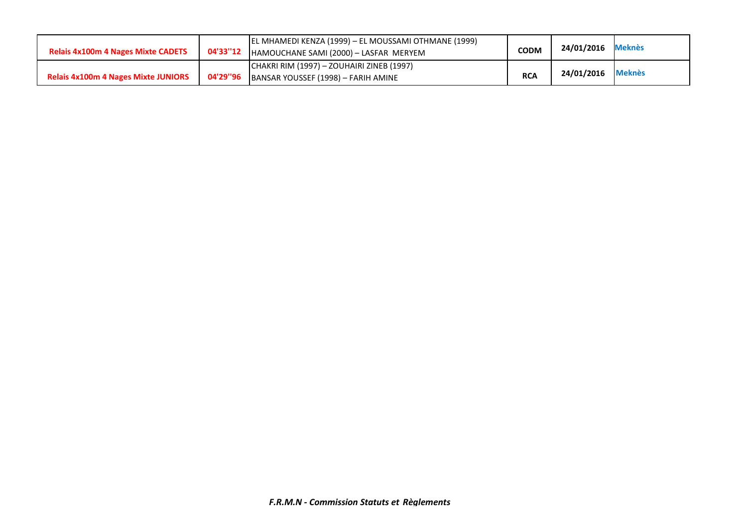| | | | | | |
|---|---|---|---|---|---|
| **Relais 4x100m 4 Nages Mixte CADETS** | **04'33''12** | EL MHAMEDI KENZA (1999) – EL MOUSSAMI OTHMANE (1999) HAMOUCHANE SAMI (2000) – LASFAR MERYEM | **CODM** | **24/01/2016** | **Meknès** |
| **Relais 4x100m 4 Nages Mixte JUNIORS** | **04'29''96** | CHAKRI RIM (1997) – ZOUHAIRI ZINEB (1997) BANSAR YOUSSEF (1998) – FARIH AMINE | **RCA** | **24/01/2016** | **Meknès** |

***F.R.M.N - Commission Statuts et Règlements***